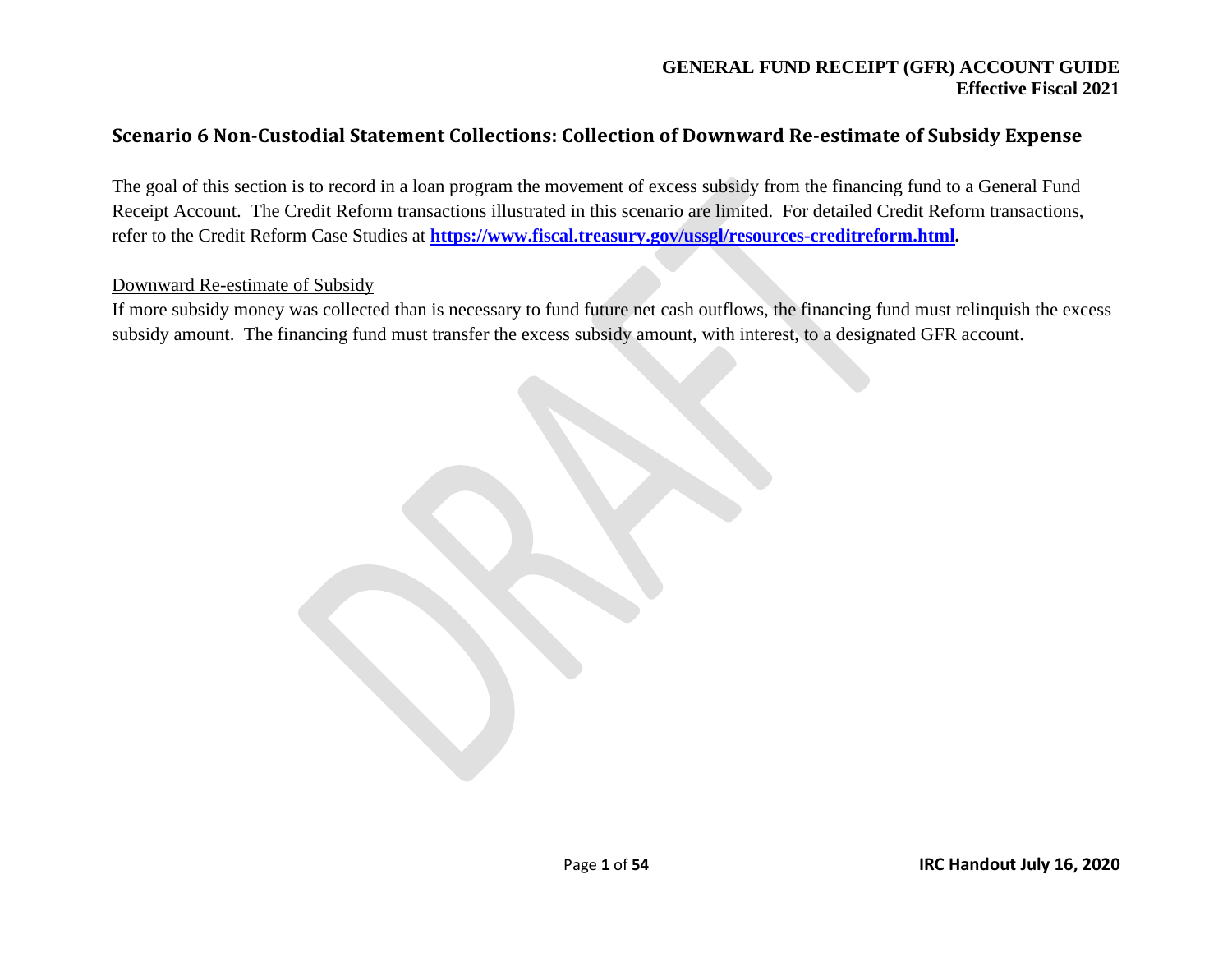## Scenario 6 Non-Custodial Statement Collections: Collection of Downward Re-estimate of Subsidy Expense

The goal of this section is to record in a loan program the movement of excess subsidy from the financing fund to a General Fund Receipt Account. The Credit Reform transactions illustrated in this scenario are limited. For detailed Credit Reform transactions, refer to the Credit Reform Case Studies at **https://www.fiscal.treasury.gov/ussgl/resources-creditreform.html.**

Downward Re-estimate of Subsidy

If more subsidy money was collected than is necessary to fund future net cash outflows, the financing fund must relinquish the excess subsidy amount. The financing fund must transfer the excess subsidy amount, with interest, to a designated GFR account.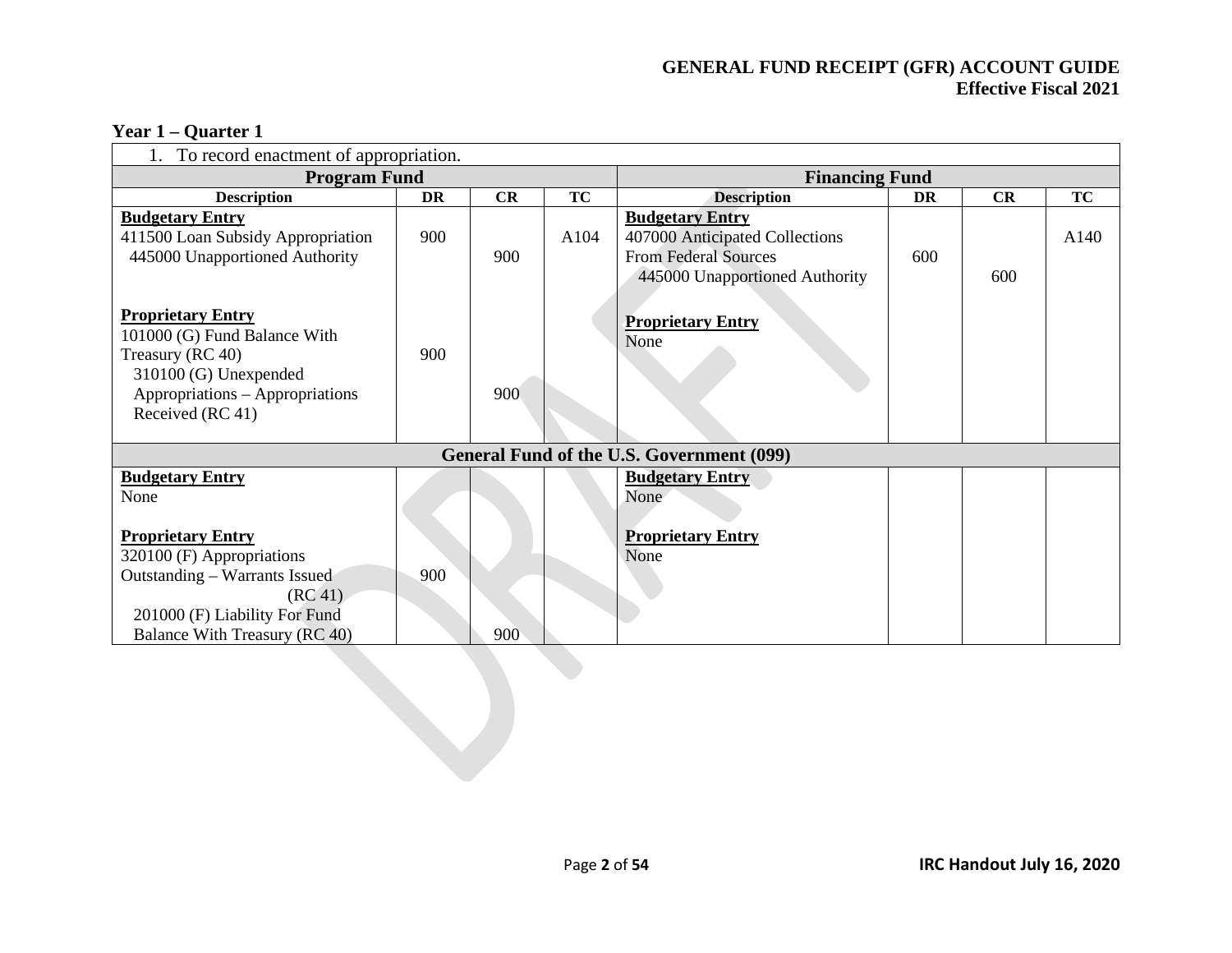## Year 1 – Quarter 1

| 1. To record enactment of appropriation. | | | | | | | |
|---|---|---|---|---|---|---|---|
| **Program Fund** | | | | **Financing Fund** | | | |
| **Description** | **DR** | **CR** | **TC** | **Description** | **DR** | **CR** | **TC** |
| **Budgetary Entry**<br>411500 Loan Subsidy Appropriation<br>445000 Unapportioned Authority | 900 | 900 | A104 | **Budgetary Entry**<br>407000 Anticipated Collections From Federal Sources<br>445000 Unapportioned Authority | 600 | 600 | A140 |
| **Proprietary Entry**<br>101000 (G) Fund Balance With Treasury (RC 40)<br>310100 (G) Unexpended Appropriations – Appropriations Received (RC 41) | 900 | 900 | | **Proprietary Entry**<br>None | | | |
| **General Fund of the U.S. Government (099)** | | | | | | | |
| **Budgetary Entry**<br>None | | | | **Budgetary Entry**<br>None | | | |
| **Proprietary Entry**<br>320100 (F) Appropriations Outstanding – Warrants Issued (RC 41)<br>201000 (F) Liability For Fund Balance With Treasury (RC 40) | 900 | 900 | | **Proprietary Entry**<br>None | | | |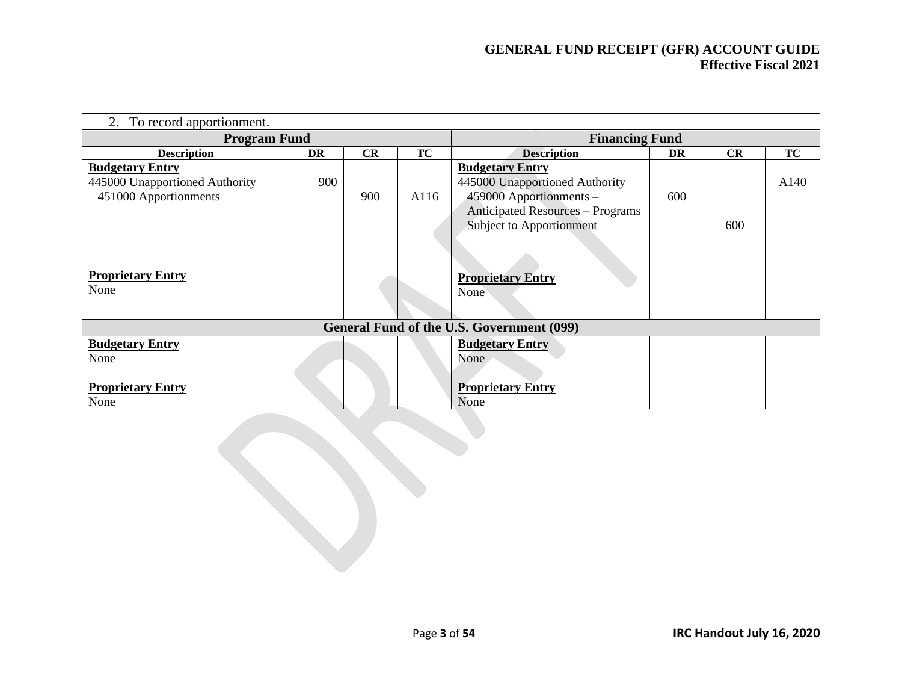| 2. To record apportionment. | | | | | | | |
|---|---|---|---|---|---|---|---|
| **Program Fund** | | | | **Financing Fund** | | | |
| **Description** | **DR** | **CR** | **TC** | **Description** | **DR** | **CR** | **TC** |
| **Budgetary Entry** | | | | **Budgetary Entry** | | | |
| 445000 Unapportioned Authority | 900 | | | 445000 Unapportioned Authority | | | A140 |
| 451000 Apportionments | | 900 | A116 | 459000 Apportionments – | 600 | | |
| | | | | Anticipated Resources – Programs Subject to Apportionment | | 600 | |
| **Proprietary Entry** | | | | **Proprietary Entry** | | | |
| None | | | | None | | | |
| **General Fund of the U.S. Government (099)** | | | | | | | |
| **Budgetary Entry** | | | | **Budgetary Entry** | | | |
| None | | | | None | | | |
| **Proprietary Entry** | | | | **Proprietary Entry** | | | |
| None | | | | None | | | |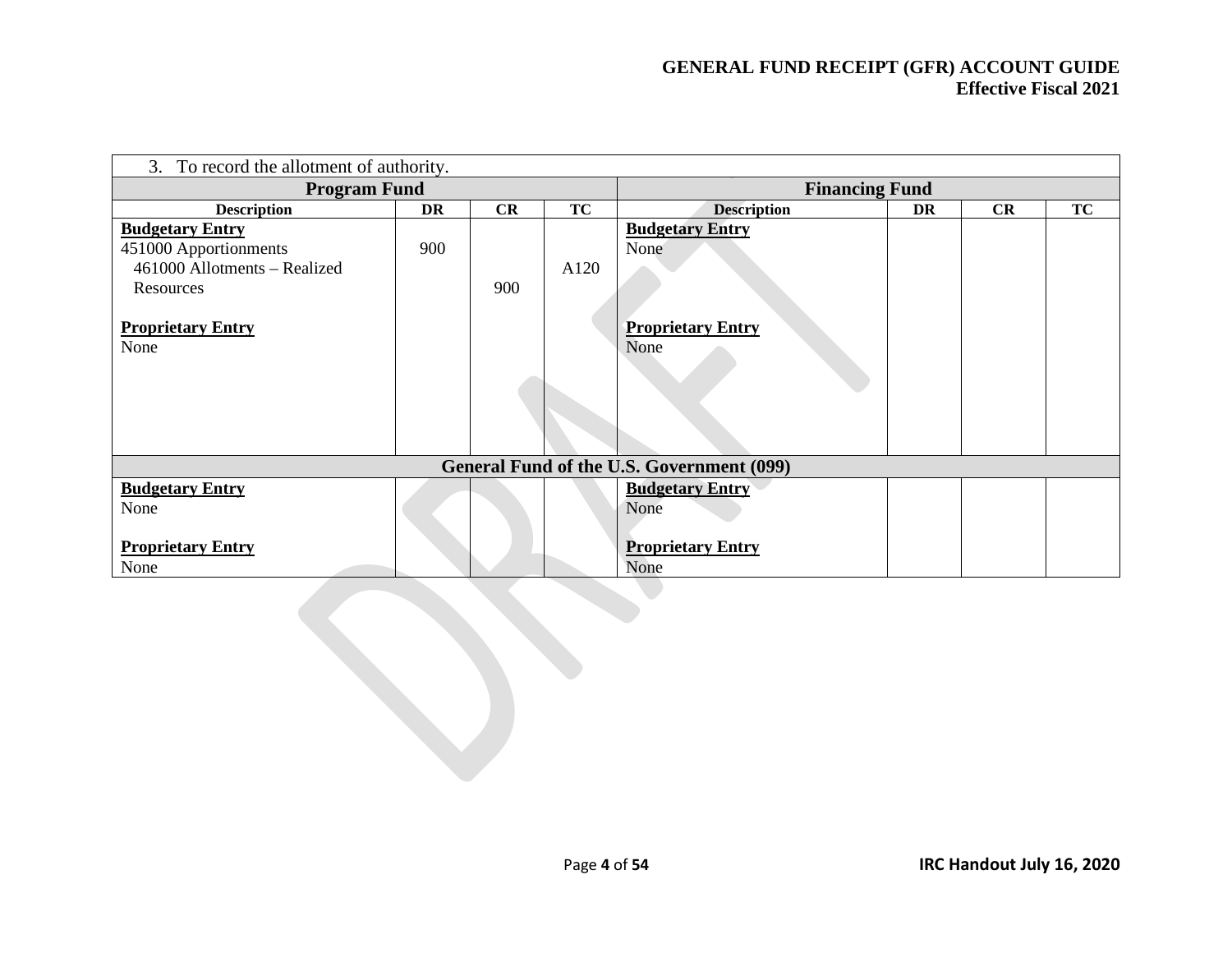| 3. To record the allotment of authority. | | | | | | | |
|---|---|---|---|---|---|---|---|
| **Program Fund** | | | | **Financing Fund** | | | |
| **Description** | **DR** | **CR** | **TC** | **Description** | **DR** | **CR** | **TC** |
| **Budgetary Entry** | | | | **Budgetary Entry** | | | |
| 451000 Apportionments | 900 | | | None | | | |
| 461000 Allotments – Realized Resources | | 900 | A120 | | | | |
| **Proprietary Entry** | | | | **Proprietary Entry** | | | |
| None | | | | None | | | |
| **General Fund of the U.S. Government (099)** | | | | | | | |
| **Budgetary Entry** | | | | **Budgetary Entry** | | | |
| None | | | | None | | | |
| **Proprietary Entry** | | | | **Proprietary Entry** | | | |
| None | | | | None | | | |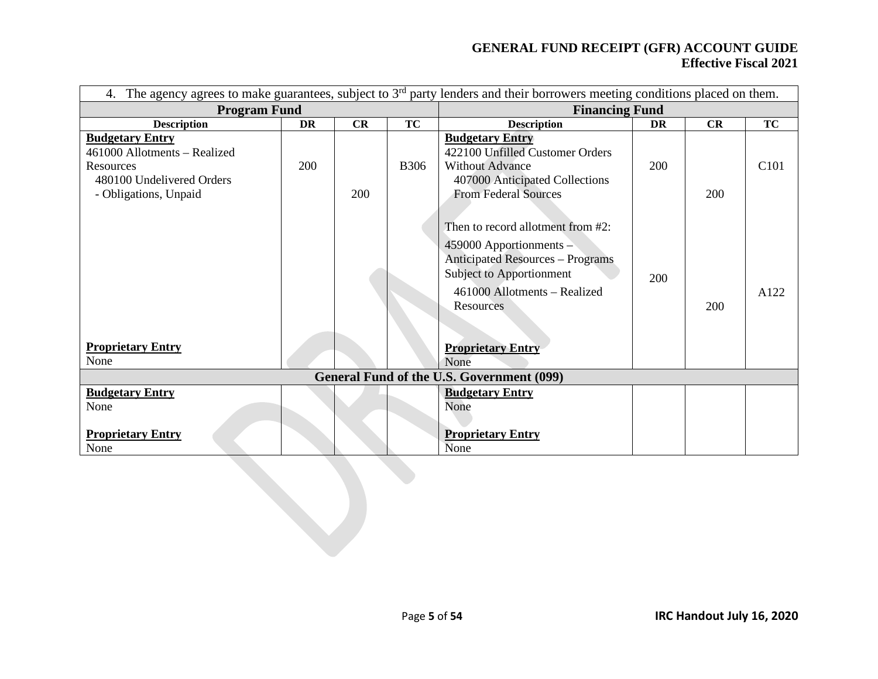| 4. The agency agrees to make guarantees, subject to 3rd party lenders and their borrowers meeting conditions placed on them. | | | | | | | |
|---|---|---|---|---|---|---|---|
| **Program Fund** | | | | **Financing Fund** | | | |
| **Description** | **DR** | **CR** | **TC** | **Description** | **DR** | **CR** | **TC** |
| **Budgetary Entry** | | | | **Budgetary Entry** | | | |
| 461000 Allotments – Realized Resources | 200 | | B306 | 422100 Unfilled Customer Orders Without Advance | 200 | | C101 |
| 480100 Undelivered Orders - Obligations, Unpaid | | 200 | | 407000 Anticipated Collections From Federal Sources | | 200 | |
| | | | | Then to record allotment from #2: | | | |
| | | | | 459000 Apportionments – Anticipated Resources – Programs Subject to Apportionment | 200 | | A122 |
| | | | | 461000 Allotments – Realized Resources | | 200 | |
| **Proprietary Entry** | | | | **Proprietary Entry** | | | |
| None | | | | None | | | |
| **General Fund of the U.S. Government (099)** | | | | | | | |
| **Budgetary Entry** | | | | **Budgetary Entry** | | | |
| None | | | | None | | | |
| **Proprietary Entry** | | | | **Proprietary Entry** | | | |
| None | | | | None | | | |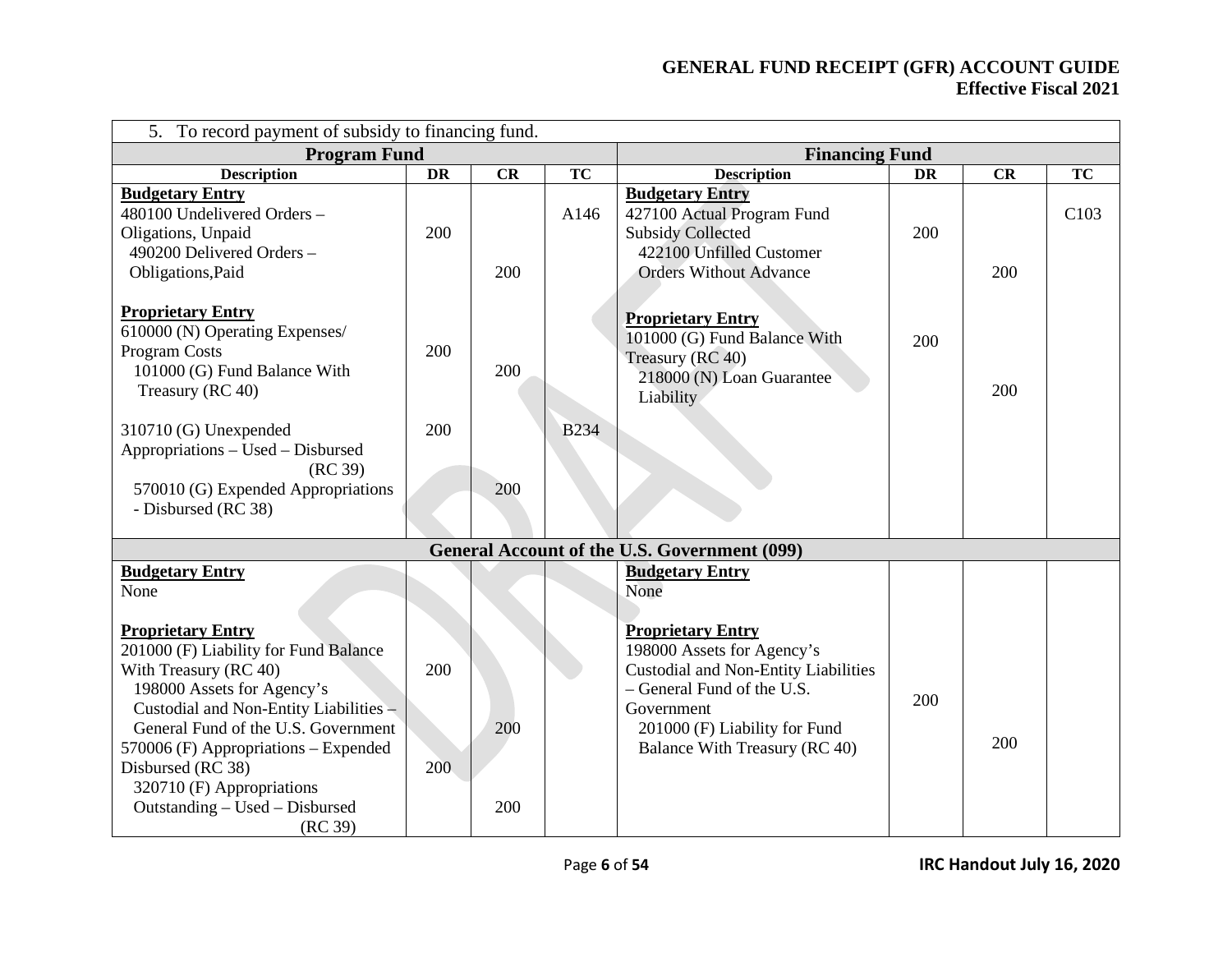| 5. To record payment of subsidy to financing fund. | | | | | | | |
|---|---|---|---|---|---|---|---|
| **Program Fund** | | | | **Financing Fund** | | | |
| **Description** | **DR** | **CR** | **TC** | **Description** | **DR** | **CR** | **TC** |
| **Budgetary Entry** | | | | **Budgetary Entry** | | | |
| 480100 Undelivered Orders – Oligations, Unpaid | 200 | | A146 | 427100 Actual Program Fund Subsidy Collected | 200 | | C103 |
| 490200 Delivered Orders – Obligations,Paid | | 200 | | 422100 Unfilled Customer Orders Without Advance | | 200 | |
| **Proprietary Entry** | | | | **Proprietary Entry** | | | |
| 610000 (N) Operating Expenses/ Program Costs | 200 | | | 101000 (G) Fund Balance With Treasury (RC 40) | 200 | | |
| 101000 (G) Fund Balance With Treasury (RC 40) | | 200 | | 218000 (N) Loan Guarantee Liability | | 200 | |
| 310710 (G) Unexpended Appropriations – Used – Disbursed (RC 39) | 200 | | B234 | | | | |
| 570010 (G) Expended Appropriations - Disbursed (RC 38) | | 200 | | | | | |
| **General Account of the U.S. Government (099)** | | | | | | | |
| **Budgetary Entry** | | | | **Budgetary Entry** | | | |
| None | | | | None | | | |
| **Proprietary Entry** | | | | **Proprietary Entry** | | | |
| 201000 (F) Liability for Fund Balance With Treasury (RC 40) | 200 | | | 198000 Assets for Agency's Custodial and Non-Entity Liabilities – General Fund of the U.S. Government | 200 | | |
| 198000 Assets for Agency's Custodial and Non-Entity Liabilities – General Fund of the U.S. Government | | 200 | | 201000 (F) Liability for Fund Balance With Treasury (RC 40) | | 200 | |
| 570006 (F) Appropriations – Expended Disbursed (RC 38) | 200 | | | | | | |
| 320710 (F) Appropriations Outstanding – Used – Disbursed (RC 39) | | 200 | | | | | |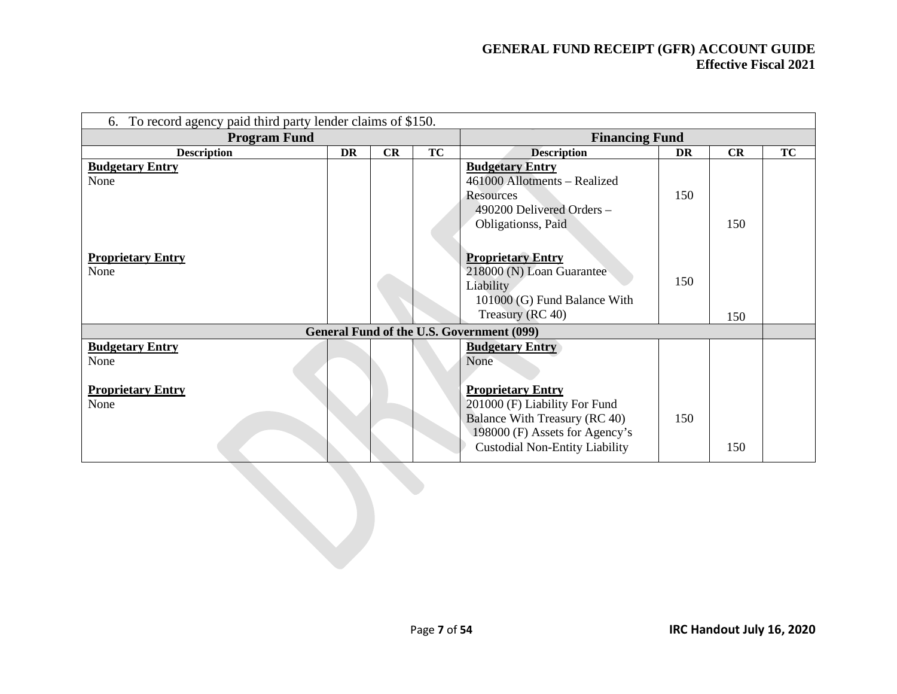| 6. To record agency paid third party lender claims of $150. | | | | | | | |
|---|---|---|---|---|---|---|---|
| **Program Fund** | | | | **Financing Fund** | | | |
| **Description** | **DR** | **CR** | **TC** | **Description** | **DR** | **CR** | **TC** |
| **Budgetary Entry**<br>None | | | | **Budgetary Entry**<br>461000 Allotments – Realized Resources<br>490200 Delivered Orders – Obligationss, Paid | 150 | 150 | |
| **Proprietary Entry**<br>None | | | | **Proprietary Entry**<br>218000 (N) Loan Guarantee Liability<br>101000 (G) Fund Balance With Treasury (RC 40) | 150 | 150 | |
| **General Fund of the U.S. Government (099)** | | | | | | | |
| **Budgetary Entry**<br>None | | | | **Budgetary Entry**<br>None | | | |
| **Proprietary Entry**<br>None | | | | **Proprietary Entry**<br>201000 (F) Liability For Fund Balance With Treasury (RC 40)<br>198000 (F) Assets for Agency's Custodial Non-Entity Liability | 150 | 150 | |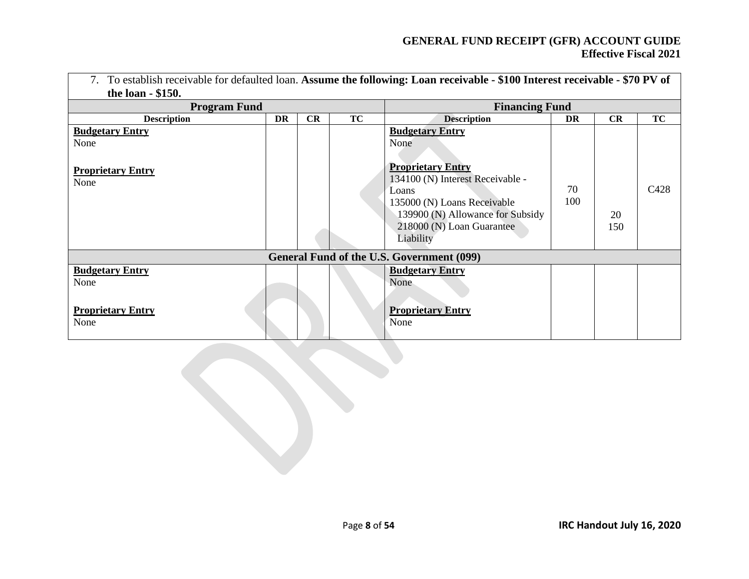7. To establish receivable for defaulted loan. **Assume the following: Loan receivable - $100 Interest receivable - $70 PV of the loan - $150.**

| **Program Fund** | | | | **Financing Fund** | | | |
|---|---|---|---|---|---|---|---|
| **Description** | **DR** | **CR** | **TC** | **Description** | **DR** | **CR** | **TC** |
| **Budgetary Entry**<br>None<br><br>**Proprietary Entry**<br>None | | | | **Budgetary Entry**<br>None<br><br>**Proprietary Entry**<br>134100 (N) Interest Receivable - Loans<br>135000 (N) Loans Receivable<br>139900 (N) Allowance for Subsidy<br>218000 (N) Loan Guarantee Liability | 70<br>100 | 20<br>150 | C428 |
| **General Fund of the U.S. Government (099)** | | | | | | | |
| **Budgetary Entry**<br>None<br><br>**Proprietary Entry**<br>None | | | | **Budgetary Entry**<br>None<br><br>**Proprietary Entry**<br>None | | | |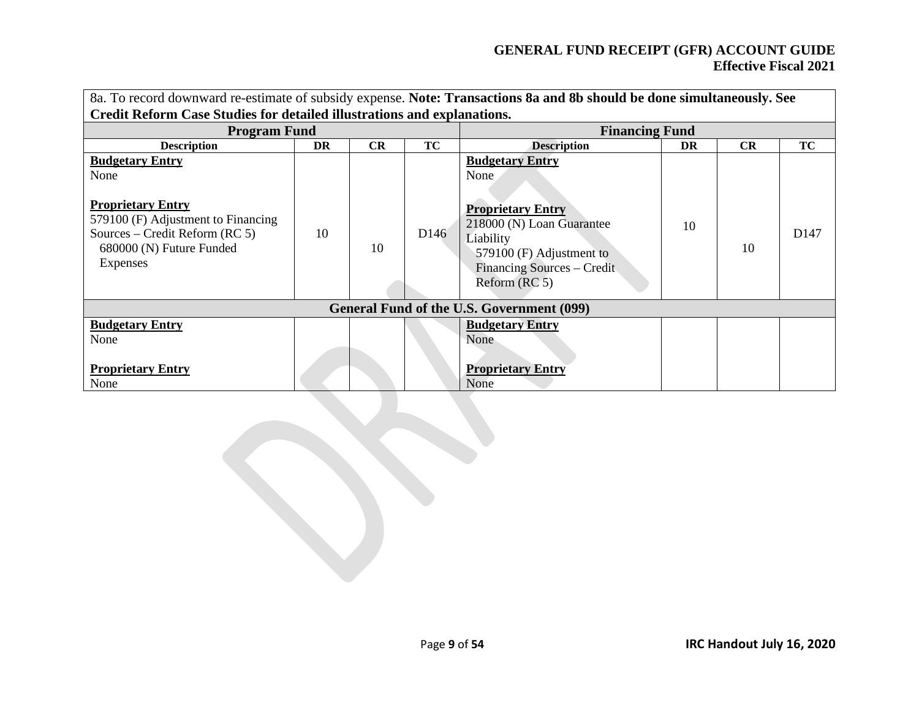| 8a. To record downward re-estimate of subsidy expense. **Note: Transactions 8a and 8b should be done simultaneously. See Credit Reform Case Studies for detailed illustrations and explanations.** | | | | | | | |
|---|---|---|---|---|---|---|---|
| **Program Fund** | | | | **Financing Fund** | | | |
| **Description** | **DR** | **CR** | **TC** | **Description** | **DR** | **CR** | **TC** |
| **Budgetary Entry**<br>None<br><br>**Proprietary Entry**<br>579100 (F) Adjustment to Financing Sources – Credit Reform (RC 5)<br>680000 (N) Future Funded Expenses | 10 | 10 | D146 | **Budgetary Entry**<br>None<br><br>**Proprietary Entry**<br>218000 (N) Loan Guarantee Liability<br>579100 (F) Adjustment to Financing Sources – Credit Reform (RC 5) | 10 | 10 | D147 |
| **General Fund of the U.S. Government (099)** | | | | | | | |
| **Budgetary Entry**<br>None<br><br>**Proprietary Entry**<br>None | | | | **Budgetary Entry**<br>None<br><br>**Proprietary Entry**<br>None | | | |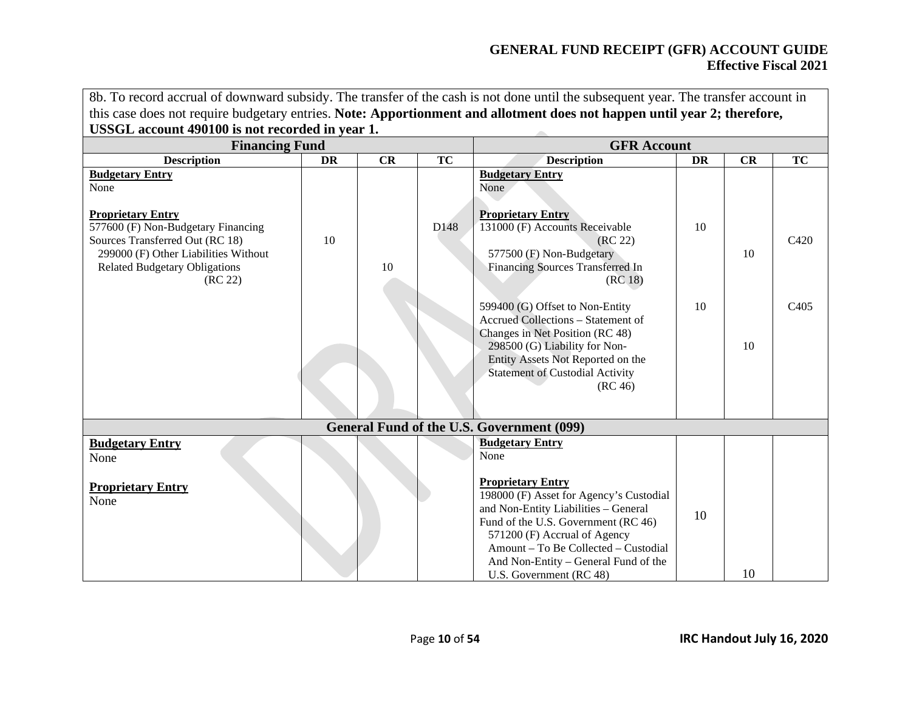8b. To record accrual of downward subsidy. The transfer of the cash is not done until the subsequent year. The transfer account in this case does not require budgetary entries. **Note: Apportionment and allotment does not happen until year 2; therefore, USSGL account 490100 is not recorded in year 1.**

| Financing Fund | | | | GFR Account | | | |
|---|---|---|---|---|---|---|---|
| **Description** | **DR** | **CR** | **TC** | **Description** | **DR** | **CR** | **TC** |
| **Budgetary Entry** None | | | | **Budgetary Entry** None | | | |
| **Proprietary Entry** 577600 (F) Non-Budgetary Financing Sources Transferred Out (RC 18) | 10 | | D148 | **Proprietary Entry** 131000 (F) Accounts Receivable (RC 22) | 10 | | C420 |
| 299000 (F) Other Liabilities Without Related Budgetary Obligations (RC 22) | | 10 | | 577500 (F) Non-Budgetary Financing Sources Transferred In (RC 18) | | 10 | |
| | | | | 599400 (G) Offset to Non-Entity Accrued Collections – Statement of Changes in Net Position (RC 48) | 10 | | C405 |
| | | | | 298500 (G) Liability for Non-Entity Assets Not Reported on the Statement of Custodial Activity (RC 46) | | 10 | |
| **General Fund of the U.S. Government (099)** | | | | | | | |
| **Budgetary Entry** None | | | | **Budgetary Entry** None | | | |
| **Proprietary Entry** None | | | | **Proprietary Entry** 198000 (F) Asset for Agency's Custodial and Non-Entity Liabilities – General Fund of the U.S. Government (RC 46) | 10 | | |
| | | | | 571200 (F) Accrual of Agency Amount – To Be Collected – Custodial And Non-Entity – General Fund of the U.S. Government (RC 48) | | 10 | |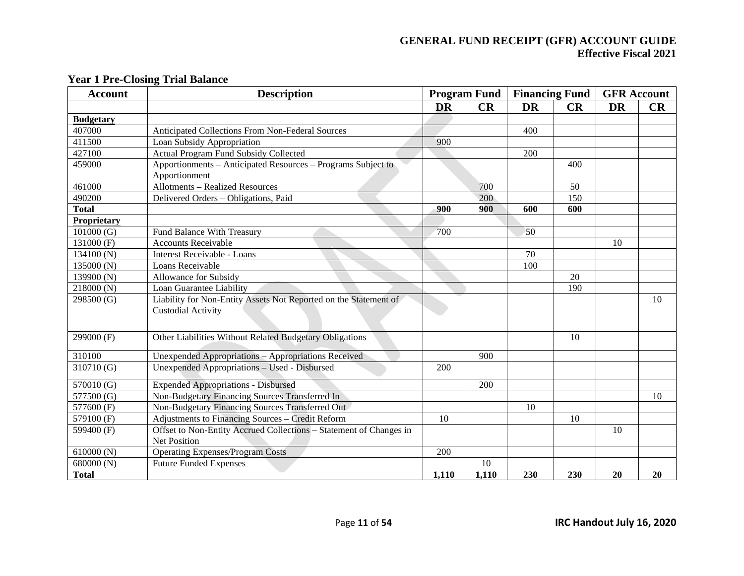### Year 1 Pre-Closing Trial Balance

| Account | Description | Program Fund | | Financing Fund | | GFR Account | |
|---|---|---|---|---|---|---|---|
| | | DR | CR | DR | CR | DR | CR |
| **Budgetary** | | | | | | | |
| 407000 | Anticipated Collections From Non-Federal Sources | | | 400 | | | |
| 411500 | Loan Subsidy Appropriation | 900 | | | | | |
| 427100 | Actual Program Fund Subsidy Collected | | | 200 | | | |
| 459000 | Apportionments – Anticipated Resources – Programs Subject to Apportionment | | | | 400 | | |
| 461000 | Allotments – Realized Resources | | 700 | | 50 | | |
| 490200 | Delivered Orders – Obligations, Paid | | 200 | | 150 | | |
| **Total** | | **900** | **900** | **600** | **600** | | |
| **Proprietary** | | | | | | | |
| 101000 (G) | Fund Balance With Treasury | 700 | | 50 | | | |
| 131000 (F) | Accounts Receivable | | | | | 10 | |
| 134100 (N) | Interest Receivable - Loans | | | 70 | | | |
| 135000 (N) | Loans Receivable | | | 100 | | | |
| 139900 (N) | Allowance for Subsidy | | | | 20 | | |
| 218000 (N) | Loan Guarantee Liability | | | | 190 | | |
| 298500 (G) | Liability for Non-Entity Assets Not Reported on the Statement of Custodial Activity | | | | | | 10 |
| 299000 (F) | Other Liabilities Without Related Budgetary Obligations | | | | 10 | | |
| 310100 | Unexpended Appropriations – Appropriations Received | | 900 | | | | |
| 310710 (G) | Unexpended Appropriations – Used - Disbursed | 200 | | | | | |
| 570010 (G) | Expended Appropriations - Disbursed | | 200 | | | | |
| 577500 (G) | Non-Budgetary Financing Sources Transferred In | | | | | | 10 |
| 577600 (F) | Non-Budgetary Financing Sources Transferred Out | | | 10 | | | |
| 579100 (F) | Adjustments to Financing Sources – Credit Reform | 10 | | | 10 | | |
| 599400 (F) | Offset to Non-Entity Accrued Collections – Statement of Changes in Net Position | | | | | 10 | |
| 610000 (N) | Operating Expenses/Program Costs | 200 | | | | | |
| 680000 (N) | Future Funded Expenses | | 10 | | | | |
| **Total** | | **1,110** | **1,110** | **230** | **230** | **20** | **20** |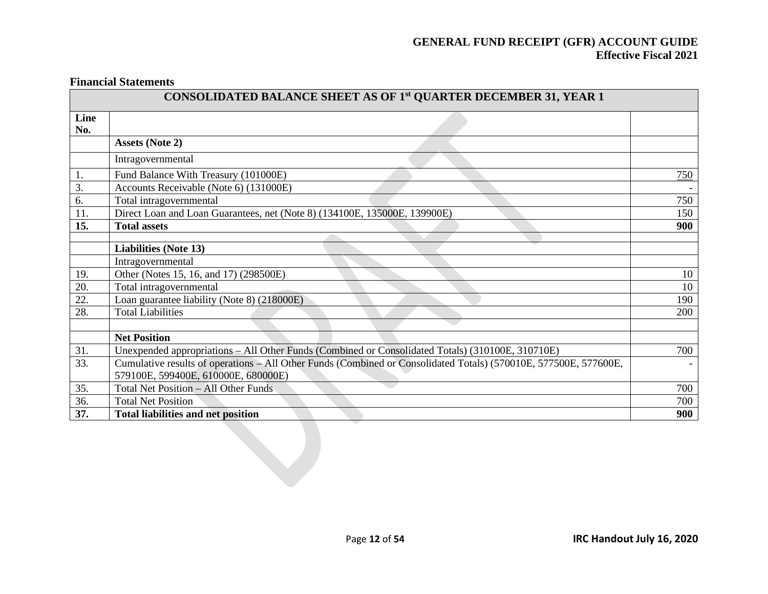## Financial Statements

| CONSOLIDATED BALANCE SHEET AS OF 1st QUARTER DECEMBER 31, YEAR 1 | | |
|---|---|---|
| **Line No.** | | |
| | **Assets (Note 2)** | |
| | Intragovernmental | |
| 1. | Fund Balance With Treasury (101000E) | 750 |
| 3. | Accounts Receivable (Note 6) (131000E) | - |
| 6. | Total intragovernmental | 750 |
| 11. | Direct Loan and Loan Guarantees, net (Note 8) (134100E, 135000E, 139900E) | 150 |
| **15.** | **Total assets** | **900** |
| | | |
| | **Liabilities (Note 13)** | |
| | Intragovernmental | |
| 19. | Other (Notes 15, 16, and 17) (298500E) | 10 |
| 20. | Total intragovernmental | 10 |
| 22. | Loan guarantee liability (Note 8) (218000E) | 190 |
| 28. | Total Liabilities | 200 |
| | | |
| | **Net Position** | |
| 31. | Unexpended appropriations – All Other Funds (Combined or Consolidated Totals) (310100E, 310710E) | 700 |
| 33. | Cumulative results of operations – All Other Funds (Combined or Consolidated Totals) (570010E, 577500E, 577600E, 579100E, 599400E, 610000E, 680000E) | - |
| 35. | Total Net Position – All Other Funds | 700 |
| 36. | Total Net Position | 700 |
| **37.** | **Total liabilities and net position** | **900** |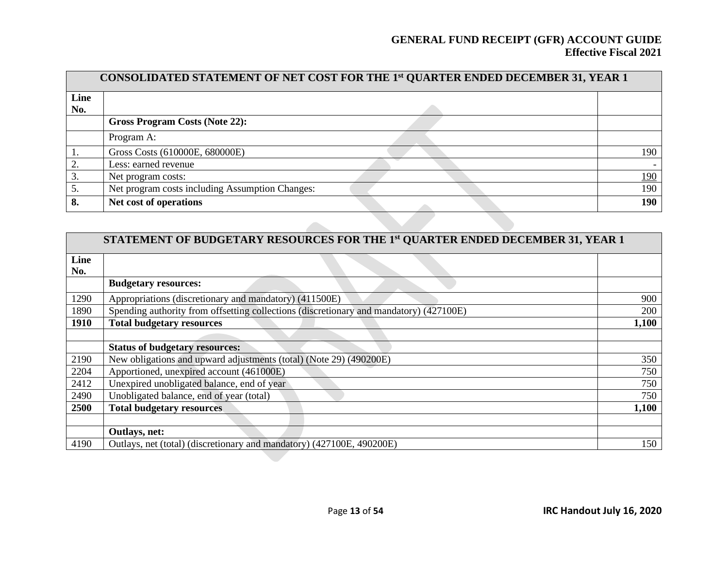| CONSOLIDATED STATEMENT OF NET COST FOR THE 1st QUARTER ENDED DECEMBER 31, YEAR 1 | | |
|---|---|---|
| **Line No.** | | |
| | **Gross Program Costs (Note 22):** | |
| | Program A: | |
| 1. | Gross Costs (610000E, 680000E) | 190 |
| 2. | Less: earned revenue | - |
| 3. | Net program costs: | 190 |
| 5. | Net program costs including Assumption Changes: | 190 |
| **8.** | **Net cost of operations** | **190** |

| STATEMENT OF BUDGETARY RESOURCES FOR THE 1st QUARTER ENDED DECEMBER 31, YEAR 1 | | |
|---|---|---|
| **Line No.** | | |
| | **Budgetary resources:** | |
| 1290 | Appropriations (discretionary and mandatory) (411500E) | 900 |
| 1890 | Spending authority from offsetting collections (discretionary and mandatory) (427100E) | 200 |
| **1910** | **Total budgetary resources** | **1,100** |
| | | |
| | **Status of budgetary resources:** | |
| 2190 | New obligations and upward adjustments (total) (Note 29) (490200E) | 350 |
| 2204 | Apportioned, unexpired account (461000E) | 750 |
| 2412 | Unexpired unobligated balance, end of year | 750 |
| 2490 | Unobligated balance, end of year (total) | 750 |
| **2500** | **Total budgetary resources** | **1,100** |
| | | |
| | **Outlays, net:** | |
| 4190 | Outlays, net (total) (discretionary and mandatory) (427100E, 490200E) | 150 |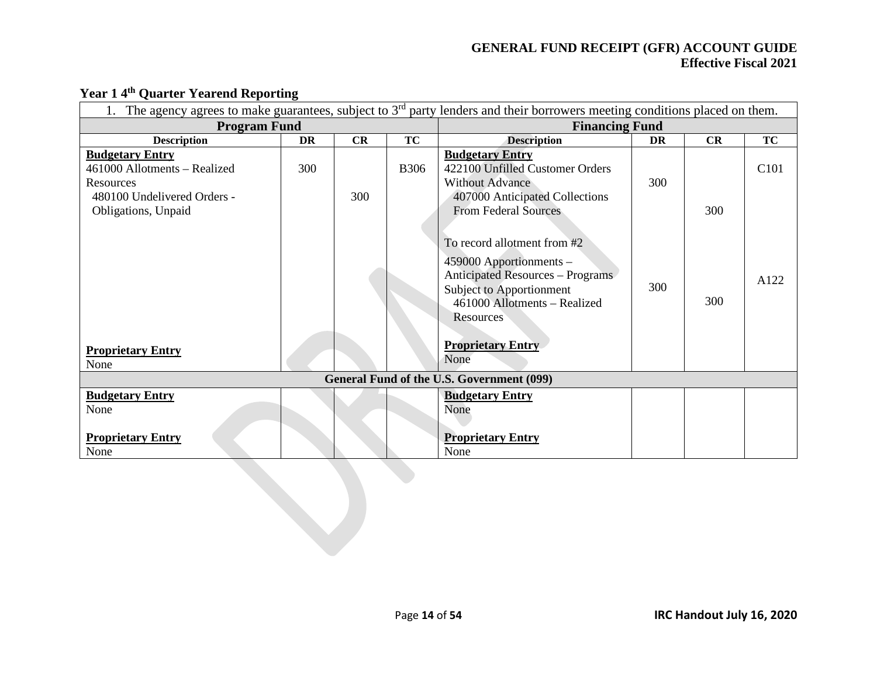## Year 1 4th Quarter Yearend Reporting

| 1. The agency agrees to make guarantees, subject to 3rd party lenders and their borrowers meeting conditions placed on them. | | | | | | | |
|---|---|---|---|---|---|---|---|
| **Program Fund** | | | | **Financing Fund** | | | |
| **Description** | **DR** | **CR** | **TC** | **Description** | **DR** | **CR** | **TC** |
| **Budgetary Entry**<br>461000 Allotments – Realized Resources<br>480100 Undelivered Orders - Obligations, Unpaid | 300 | 300 | B306 | **Budgetary Entry**<br>422100 Unfilled Customer Orders Without Advance<br>407000 Anticipated Collections From Federal Sources | 300 | 300 | C101 |
| | | | | To record allotment from #2<br>459000 Apportionments – Anticipated Resources – Programs Subject to Apportionment<br>461000 Allotments – Realized Resources | 300 | 300 | A122 |
| **Proprietary Entry**<br>None | | | | **Proprietary Entry**<br>None | | | |
| **General Fund of the U.S. Government (099)** | | | | | | | |
| **Budgetary Entry**<br>None<br><br>**Proprietary Entry**<br>None | | | | **Budgetary Entry**<br>None<br><br>**Proprietary Entry**<br>None | | | |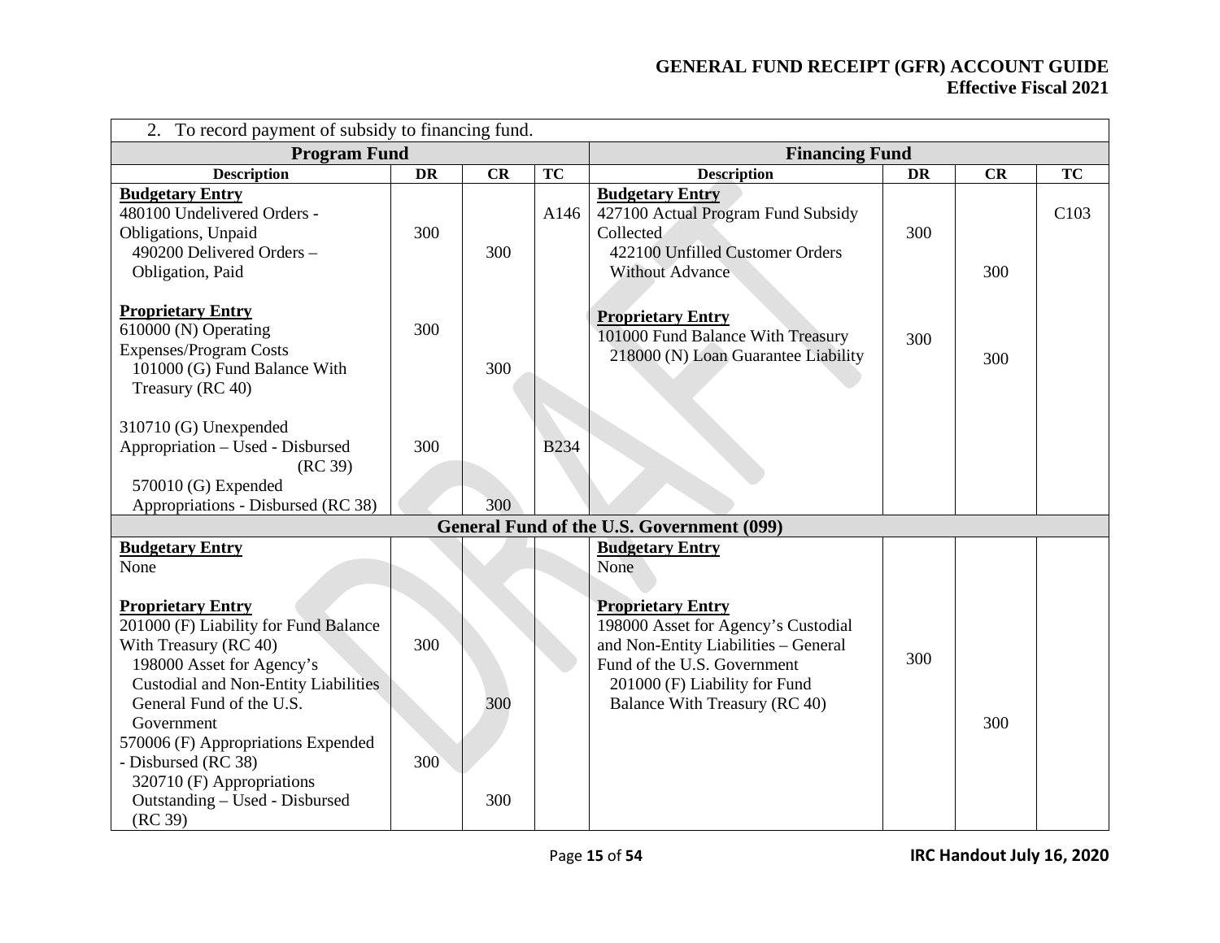| 2. To record payment of subsidy to financing fund. | | | | | | | |
|---|---|---|---|---|---|---|---|
| **Program Fund** | | | | **Financing Fund** | | | |
| **Description** | **DR** | **CR** | **TC** | **Description** | **DR** | **CR** | **TC** |
| **Budgetary Entry**<br>480100 Undelivered Orders - Obligations, Unpaid<br>490200 Delivered Orders – Obligation, Paid | 300 | <br>300 | A146 | **Budgetary Entry**<br>427100 Actual Program Fund Subsidy Collected<br>422100 Unfilled Customer Orders Without Advance | 300 | <br>300 | C103 |
| **Proprietary Entry**<br>610000 (N) Operating Expenses/Program Costs<br>101000 (G) Fund Balance With Treasury (RC 40) | 300 | <br>300 | | **Proprietary Entry**<br>101000 Fund Balance With Treasury<br>218000 (N) Loan Guarantee Liability | 300 | <br>300 | |
| 310710 (G) Unexpended Appropriation – Used - Disbursed (RC 39)<br>570010 (G) Expended Appropriations - Disbursed (RC 38) | 300 | <br>300 | B234 | | | | |
| **General Fund of the U.S. Government (099)** | | | | | | | |
| **Budgetary Entry**<br>None | | | | **Budgetary Entry**<br>None | | | |
| **Proprietary Entry**<br>201000 (F) Liability for Fund Balance With Treasury (RC 40)<br>198000 Asset for Agency's Custodial and Non-Entity Liabilities General Fund of the U.S. Government | 300 | <br>300 | | **Proprietary Entry**<br>198000 Asset for Agency's Custodial and Non-Entity Liabilities – General Fund of the U.S. Government<br>201000 (F) Liability for Fund Balance With Treasury (RC 40) | 300 | <br>300 | |
| 570006 (F) Appropriations Expended - Disbursed (RC 38)<br>320710 (F) Appropriations Outstanding – Used - Disbursed (RC 39) | 300 | <br>300 | | | | | |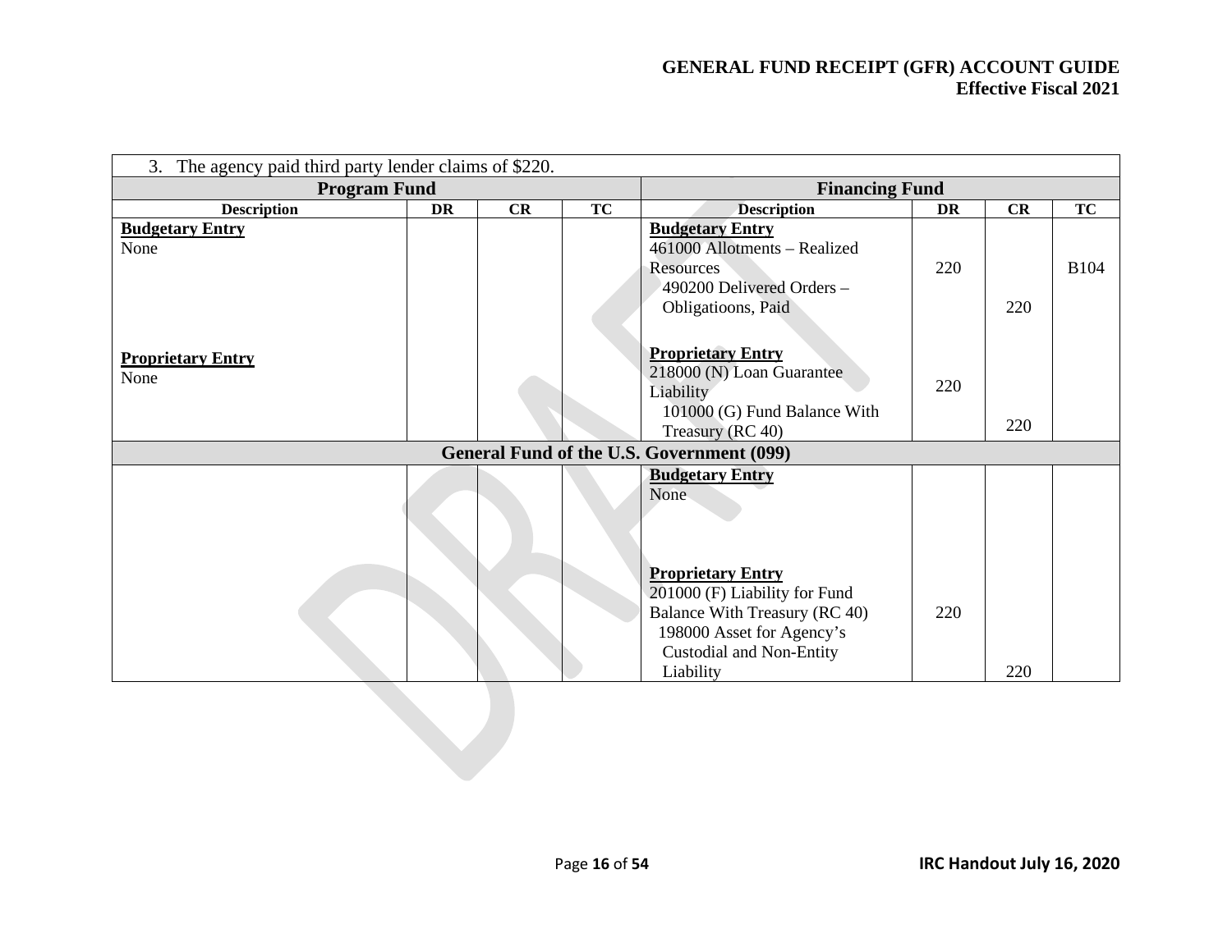| 3. The agency paid third party lender claims of $220. | | | | | | | |
|---|---|---|---|---|---|---|---|
| **Program Fund** | | | | **Financing Fund** | | | |
| **Description** | **DR** | **CR** | **TC** | **Description** | **DR** | **CR** | **TC** |
| **Budgetary Entry**<br>None | | | | **Budgetary Entry**<br>461000 Allotments – Realized Resources<br>490200 Delivered Orders – Obligatioons, Paid | 220 | 220 | B104 |
| **Proprietary Entry**<br>None | | | | **Proprietary Entry**<br>218000 (N) Loan Guarantee Liability<br>101000 (G) Fund Balance With Treasury (RC 40) | 220 | 220 | |
| **General Fund of the U.S. Government (099)** | | | | | | | |
| | | | | **Budgetary Entry**<br>None | | | |
| | | | | **Proprietary Entry**<br>201000 (F) Liability for Fund Balance With Treasury (RC 40)<br>198000 Asset for Agency's Custodial and Non-Entity Liability | 220 | 220 | |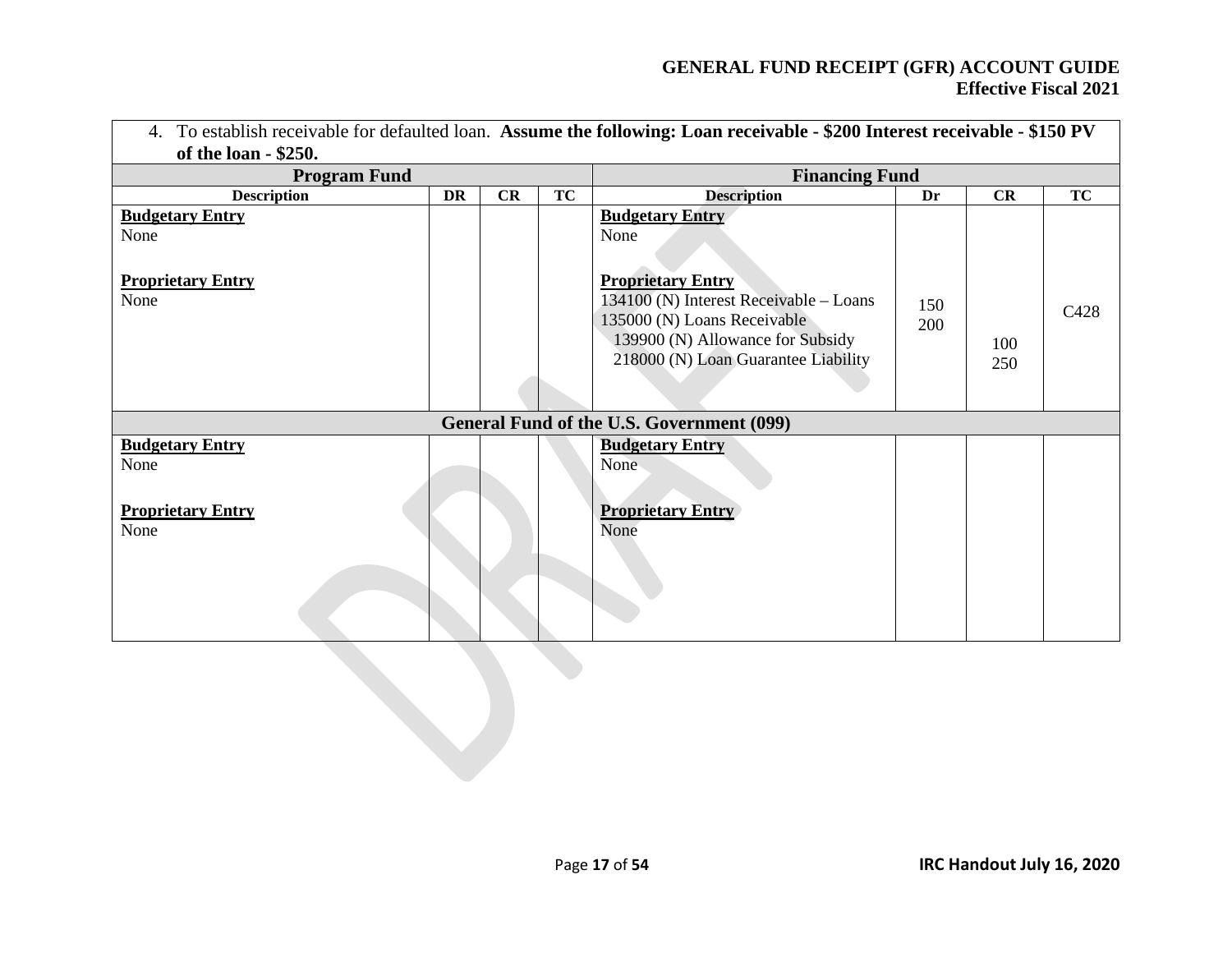| 4. To establish receivable for defaulted loan. **Assume the following: Loan receivable - $200 Interest receivable - $150 PV of the loan - $250.** | | | | | | | |
|---|---|---|---|---|---|---|---|
| **Program Fund** | | | | **Financing Fund** | | | |
| **Description** | **DR** | **CR** | **TC** | **Description** | **Dr** | **CR** | **TC** |
| **Budgetary Entry**<br>None<br><br>**Proprietary Entry**<br>None | | | | **Budgetary Entry**<br>None<br><br>**Proprietary Entry**<br>134100 (N) Interest Receivable – Loans<br>135000 (N) Loans Receivable<br>139900 (N) Allowance for Subsidy<br>218000 (N) Loan Guarantee Liability | 150<br>200 | 100<br>250 | C428 |
| **General Fund of the U.S. Government (099)** | | | | | | | |
| **Budgetary Entry**<br>None<br><br>**Proprietary Entry**<br>None | | | | **Budgetary Entry**<br>None<br><br>**Proprietary Entry**<br>None | | | |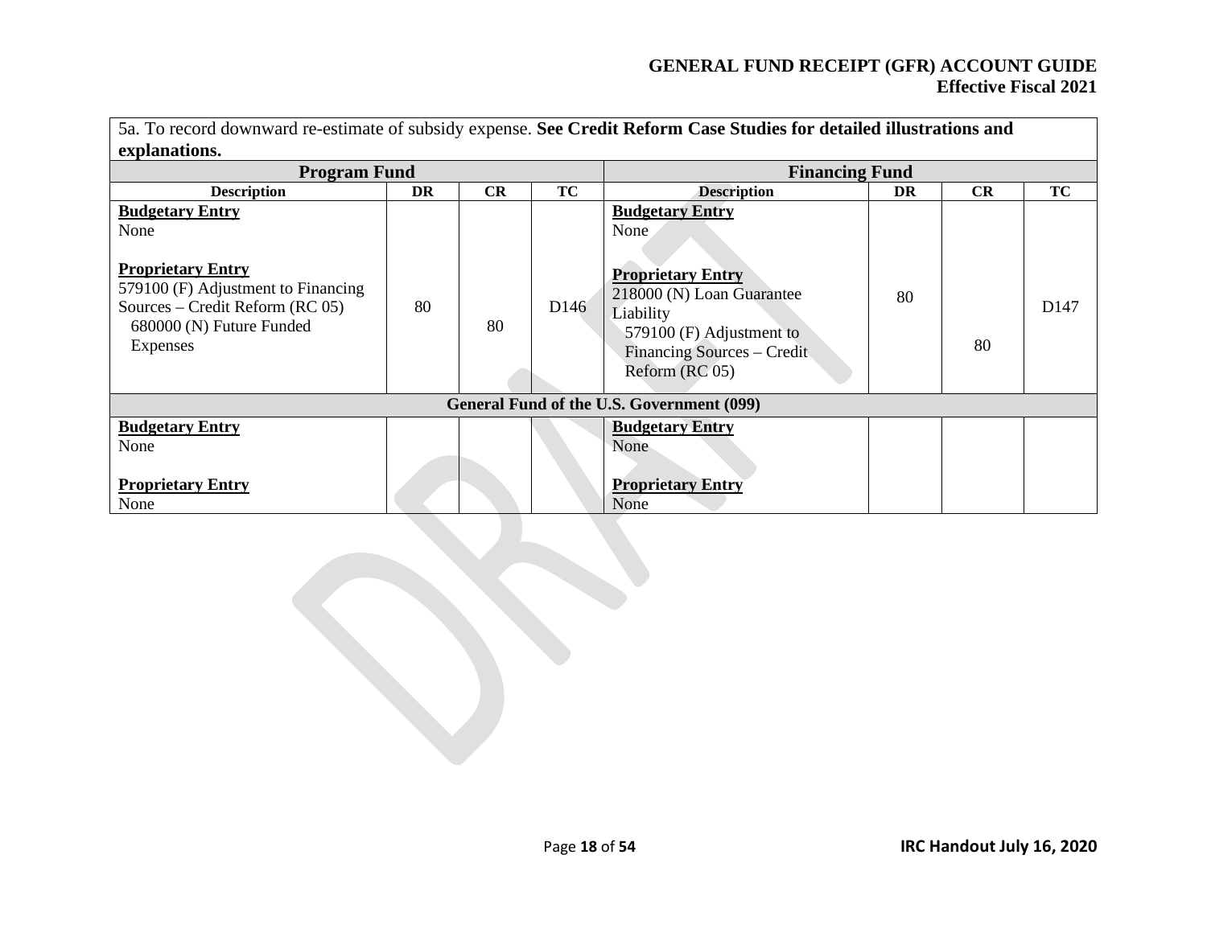5a. To record downward re-estimate of subsidy expense. **See Credit Reform Case Studies for detailed illustrations and explanations.**

| **Program Fund** | | | | **Financing Fund** | | | |
|---|---|---|---|---|---|---|---|
| **Description** | **DR** | **CR** | **TC** | **Description** | **DR** | **CR** | **TC** |
| **Budgetary Entry**<br>None<br><br>**Proprietary Entry**<br>579100 (F) Adjustment to Financing Sources – Credit Reform (RC 05)<br>680000 (N) Future Funded Expenses | 80 | 80 | D146 | **Budgetary Entry**<br>None<br><br>**Proprietary Entry**<br>218000 (N) Loan Guarantee Liability<br>579100 (F) Adjustment to Financing Sources – Credit Reform (RC 05) | 80 | 80 | D147 |
| **General Fund of the U.S. Government (099)** | | | | | | | |
| **Budgetary Entry**<br>None<br><br>**Proprietary Entry**<br>None | | | | **Budgetary Entry**<br>None<br><br>**Proprietary Entry**<br>None | | | |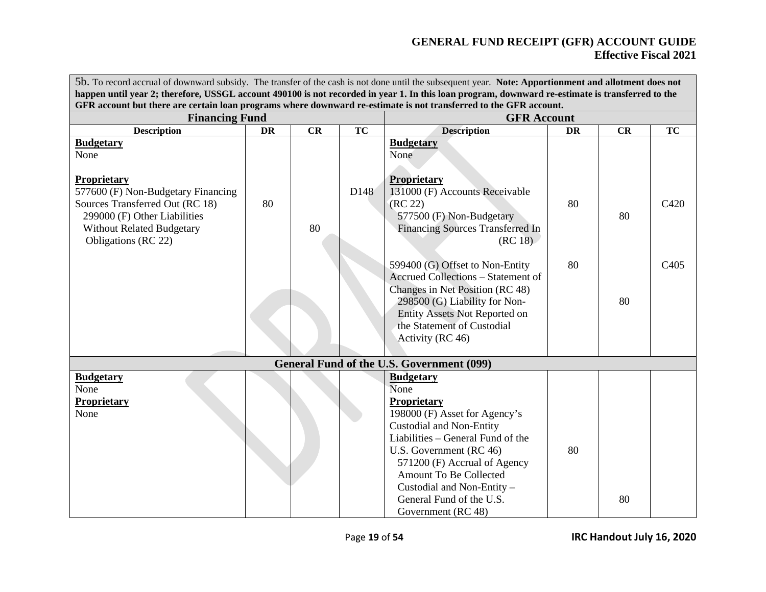5b. To record accrual of downward subsidy. The transfer of the cash is not done until the subsequent year. **Note: Apportionment and allotment does not happen until year 2; therefore, USSGL account 490100 is not recorded in year 1. In this loan program, downward re-estimate is transferred to the GFR account but there are certain loan programs where downward re-estimate is not transferred to the GFR account.**

| Financing Fund | | | | GFR Account | | | |
|---|---|---|---|---|---|---|---|
| **Description** | **DR** | **CR** | **TC** | **Description** | **DR** | **CR** | **TC** |
| **Budgetary**<br>None | | | | **Budgetary**<br>None | | | |
| **Proprietary**<br>577600 (F) Non-Budgetary Financing Sources Transferred Out (RC 18)<br>299000 (F) Other Liabilities Without Related Budgetary Obligations (RC 22) | 80 | 80 | D148 | **Proprietary**<br>131000 (F) Accounts Receivable (RC 22)<br>577500 (F) Non-Budgetary Financing Sources Transferred In (RC 18) | 80 | 80 | C420 |
| | | | | 599400 (G) Offset to Non-Entity Accrued Collections – Statement of Changes in Net Position (RC 48)<br>298500 (G) Liability for Non-Entity Assets Not Reported on the Statement of Custodial Activity (RC 46) | 80 | 80 | C405 |
| **General Fund of the U.S. Government (099)** | | | | | | | |
| **Budgetary**<br>None<br>**Proprietary**<br>None | | | | **Budgetary**<br>None<br>**Proprietary**<br>198000 (F) Asset for Agency's Custodial and Non-Entity Liabilities – General Fund of the U.S. Government (RC 46)<br>571200 (F) Accrual of Agency Amount To Be Collected Custodial and Non-Entity – General Fund of the U.S. Government (RC 48) | 80 | 80 | |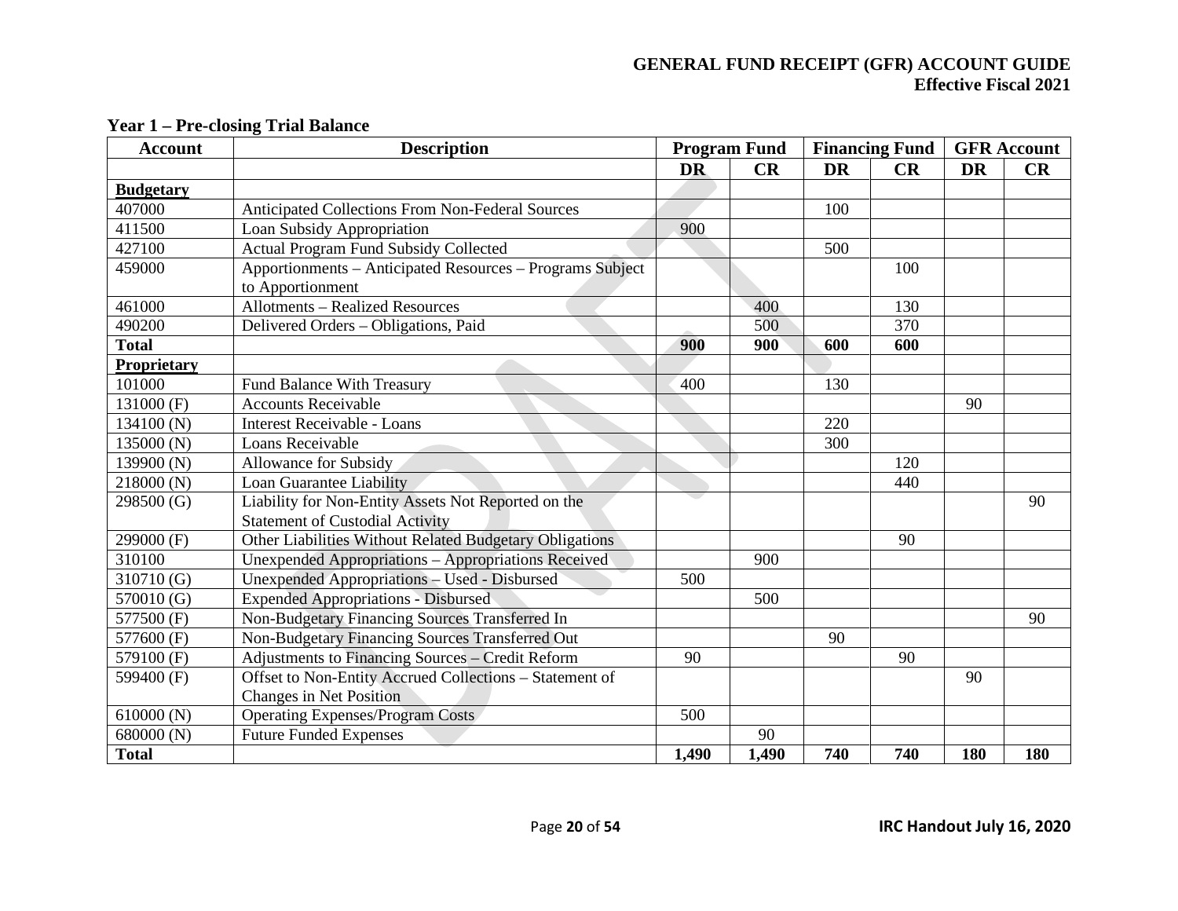**Year 1 – Pre-closing Trial Balance**

| Account | Description | Program Fund | | Financing Fund | | GFR Account | |
|---|---|---|---|---|---|---|---|
| | | DR | CR | DR | CR | DR | CR |
| **Budgetary** | | | | | | | |
| 407000 | Anticipated Collections From Non-Federal Sources | | | 100 | | | |
| 411500 | Loan Subsidy Appropriation | 900 | | | | | |
| 427100 | Actual Program Fund Subsidy Collected | | | 500 | | | |
| 459000 | Apportionments – Anticipated Resources – Programs Subject to Apportionment | | | | 100 | | |
| 461000 | Allotments – Realized Resources | | 400 | | 130 | | |
| 490200 | Delivered Orders – Obligations, Paid | | 500 | | 370 | | |
| **Total** | | **900** | **900** | **600** | **600** | | |
| **Proprietary** | | | | | | | |
| 101000 | Fund Balance With Treasury | 400 | | 130 | | | |
| 131000 (F) | Accounts Receivable | | | | | 90 | |
| 134100 (N) | Interest Receivable - Loans | | | 220 | | | |
| 135000 (N) | Loans Receivable | | | 300 | | | |
| 139900 (N) | Allowance for Subsidy | | | | 120 | | |
| 218000 (N) | Loan Guarantee Liability | | | | 440 | | |
| 298500 (G) | Liability for Non-Entity Assets Not Reported on the Statement of Custodial Activity | | | | | | 90 |
| 299000 (F) | Other Liabilities Without Related Budgetary Obligations | | | | 90 | | |
| 310100 | Unexpended Appropriations – Appropriations Received | | 900 | | | | |
| 310710 (G) | Unexpended Appropriations – Used - Disbursed | 500 | | | | | |
| 570010 (G) | Expended Appropriations - Disbursed | | 500 | | | | |
| 577500 (F) | Non-Budgetary Financing Sources Transferred In | | | | | | 90 |
| 577600 (F) | Non-Budgetary Financing Sources Transferred Out | | | 90 | | | |
| 579100 (F) | Adjustments to Financing Sources – Credit Reform | 90 | | | 90 | | |
| 599400 (F) | Offset to Non-Entity Accrued Collections – Statement of Changes in Net Position | | | | | 90 | |
| 610000 (N) | Operating Expenses/Program Costs | 500 | | | | | |
| 680000 (N) | Future Funded Expenses | | 90 | | | | |
| **Total** | | **1,490** | **1,490** | **740** | **740** | **180** | **180** |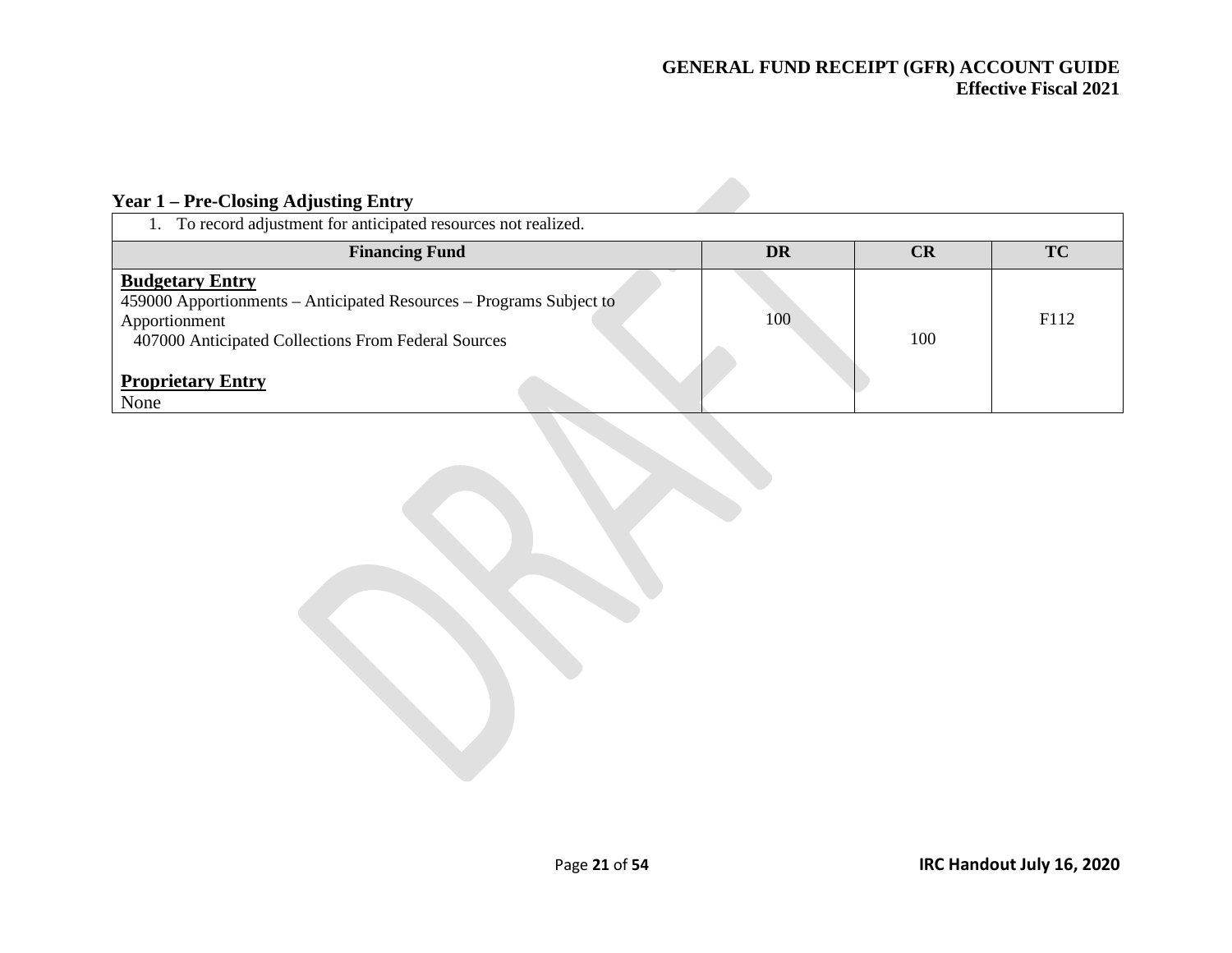### Year 1 – Pre-Closing Adjusting Entry

| 1. To record adjustment for anticipated resources not realized. | | | |
|---|---|---|---|
| **Financing Fund** | **DR** | **CR** | **TC** |
| **Budgetary Entry**<br>459000 Apportionments – Anticipated Resources – Programs Subject to Apportionment<br>407000 Anticipated Collections From Federal Sources<br><br>**Proprietary Entry**<br>None | 100 | 100 | F112 |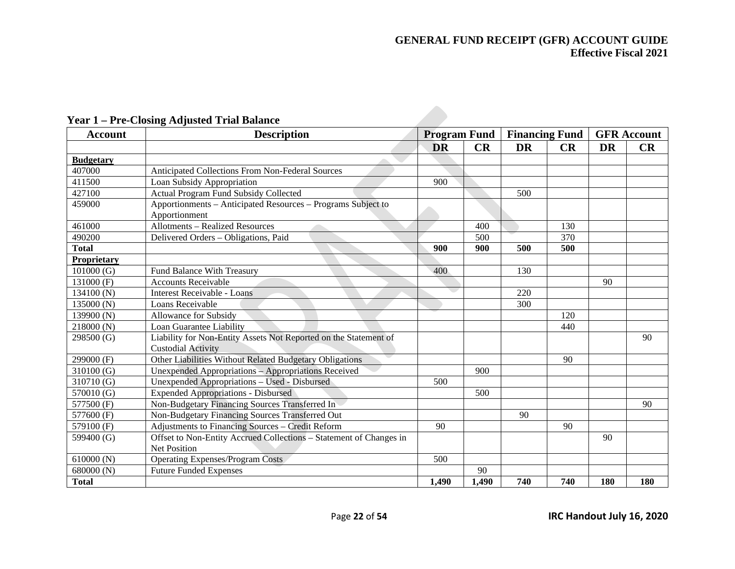## Year 1 – Pre-Closing Adjusted Trial Balance

| Account | Description | Program Fund | | Financing Fund | | GFR Account | |
|---|---|---|---|---|---|---|---|
| | | **DR** | **CR** | **DR** | **CR** | **DR** | **CR** |
| **Budgetary** | | | | | | | |
| 407000 | Anticipated Collections From Non-Federal Sources | | | | | | |
| 411500 | Loan Subsidy Appropriation | 900 | | | | | |
| 427100 | Actual Program Fund Subsidy Collected | | | 500 | | | |
| 459000 | Apportionments – Anticipated Resources – Programs Subject to Apportionment | | | | | | |
| 461000 | Allotments – Realized Resources | | 400 | | 130 | | |
| 490200 | Delivered Orders – Obligations, Paid | | 500 | | 370 | | |
| **Total** | | **900** | **900** | **500** | **500** | | |
| **Proprietary** | | | | | | | |
| 101000 (G) | Fund Balance With Treasury | 400 | | 130 | | | |
| 131000 (F) | Accounts Receivable | | | | | 90 | |
| 134100 (N) | Interest Receivable - Loans | | | 220 | | | |
| 135000 (N) | Loans Receivable | | | 300 | | | |
| 139900 (N) | Allowance for Subsidy | | | | 120 | | |
| 218000 (N) | Loan Guarantee Liability | | | | 440 | | |
| 298500 (G) | Liability for Non-Entity Assets Not Reported on the Statement of Custodial Activity | | | | | | 90 |
| 299000 (F) | Other Liabilities Without Related Budgetary Obligations | | | | 90 | | |
| 310100 (G) | Unexpended Appropriations – Appropriations Received | | 900 | | | | |
| 310710 (G) | Unexpended Appropriations – Used - Disbursed | 500 | | | | | |
| 570010 (G) | Expended Appropriations - Disbursed | | 500 | | | | |
| 577500 (F) | Non-Budgetary Financing Sources Transferred In | | | | | | 90 |
| 577600 (F) | Non-Budgetary Financing Sources Transferred Out | | | 90 | | | |
| 579100 (F) | Adjustments to Financing Sources – Credit Reform | 90 | | | 90 | | |
| 599400 (G) | Offset to Non-Entity Accrued Collections – Statement of Changes in Net Position | | | | | 90 | |
| 610000 (N) | Operating Expenses/Program Costs | 500 | | | | | |
| 680000 (N) | Future Funded Expenses | | 90 | | | | |
| **Total** | | **1,490** | **1,490** | **740** | **740** | **180** | **180** |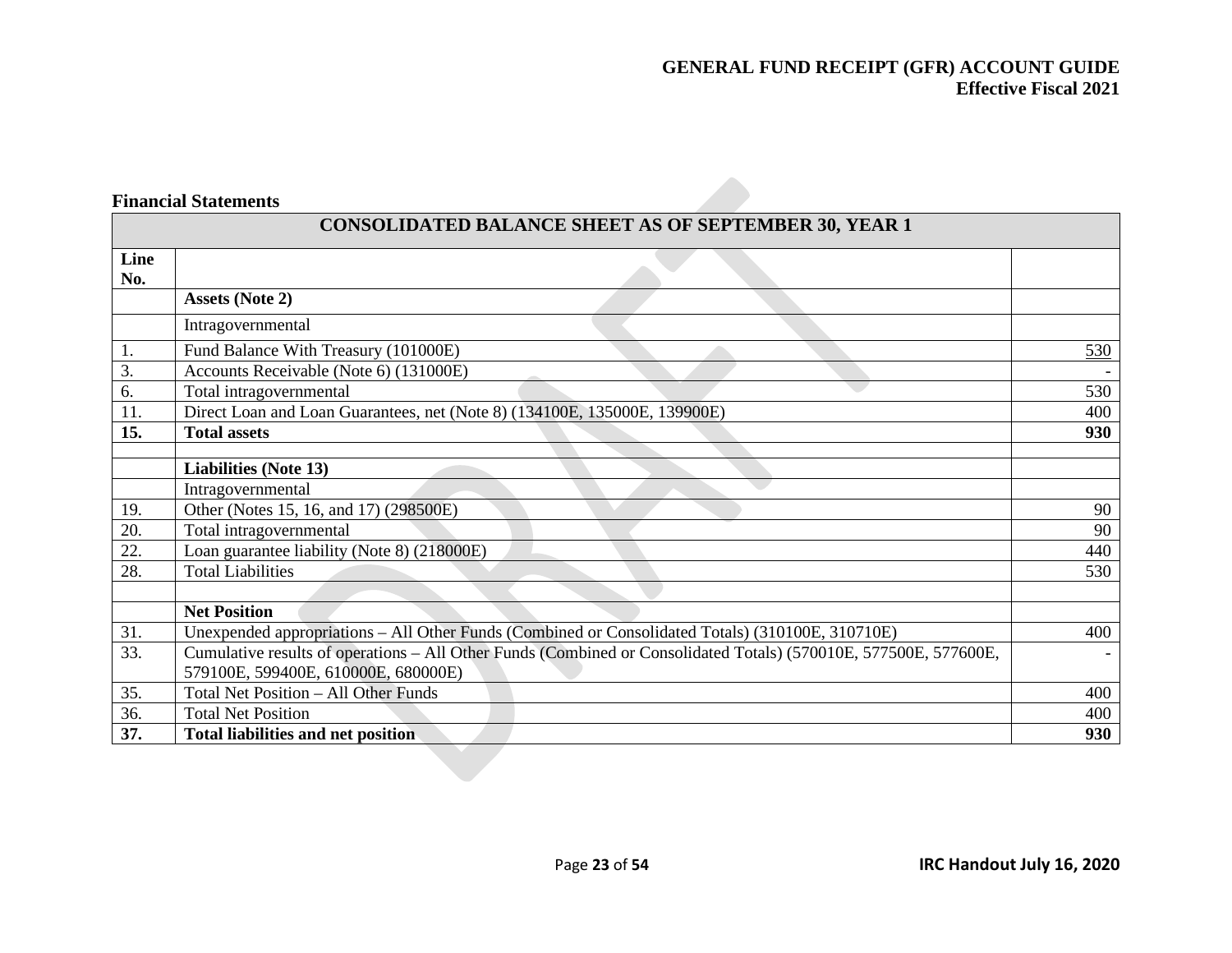**Financial Statements**

| CONSOLIDATED BALANCE SHEET AS OF SEPTEMBER 30, YEAR 1 | | |
|---|---|---|
| **Line No.** | | |
| | **Assets (Note 2)** | |
| | Intragovernmental | |
| 1. | Fund Balance With Treasury (101000E) | 530 |
| 3. | Accounts Receivable (Note 6) (131000E) | - |
| 6. | Total intragovernmental | 530 |
| 11. | Direct Loan and Loan Guarantees, net (Note 8) (134100E, 135000E, 139900E) | 400 |
| **15.** | **Total assets** | **930** |
| | | |
| | **Liabilities (Note 13)** | |
| | Intragovernmental | |
| 19. | Other (Notes 15, 16, and 17) (298500E) | 90 |
| 20. | Total intragovernmental | 90 |
| 22. | Loan guarantee liability (Note 8) (218000E) | 440 |
| 28. | Total Liabilities | 530 |
| | | |
| | **Net Position** | |
| 31. | Unexpended appropriations – All Other Funds (Combined or Consolidated Totals) (310100E, 310710E) | 400 |
| 33. | Cumulative results of operations – All Other Funds (Combined or Consolidated Totals) (570010E, 577500E, 577600E, 579100E, 599400E, 610000E, 680000E) | - |
| 35. | Total Net Position – All Other Funds | 400 |
| 36. | Total Net Position | 400 |
| **37.** | **Total liabilities and net position** | **930** |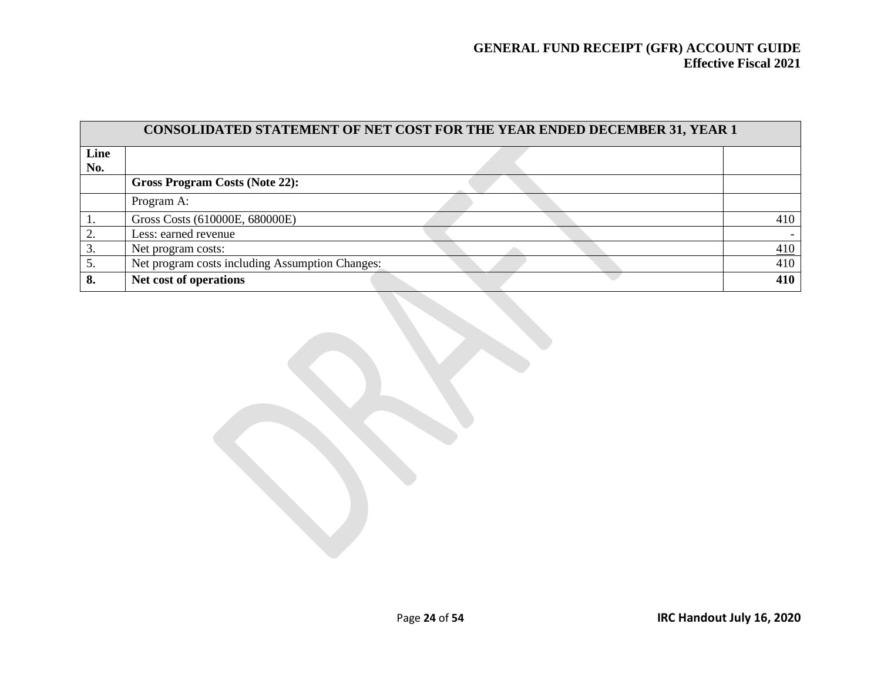| CONSOLIDATED STATEMENT OF NET COST FOR THE YEAR ENDED DECEMBER 31, YEAR 1 | | |
|---|---|---|
| **Line No.** | | |
| | **Gross Program Costs (Note 22):** | |
| | Program A: | |
| 1. | Gross Costs (610000E, 680000E) | 410 |
| 2. | Less: earned revenue | - |
| 3. | Net program costs: | 410 |
| 5. | Net program costs including Assumption Changes: | 410 |
| **8.** | **Net cost of operations** | **410** |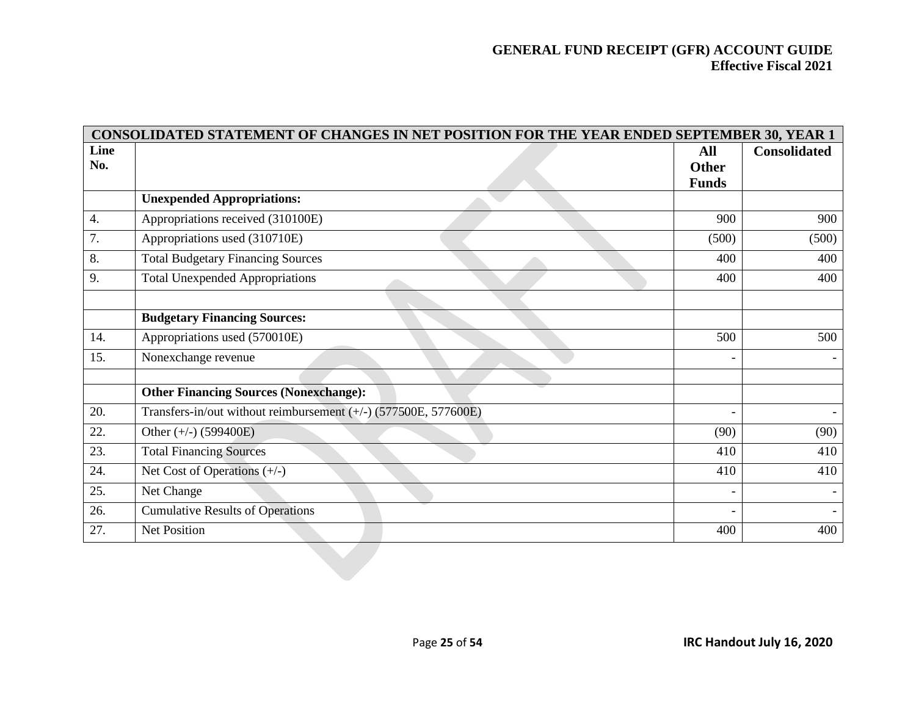| CONSOLIDATED STATEMENT OF CHANGES IN NET POSITION FOR THE YEAR ENDED SEPTEMBER 30, YEAR 1 | | | |
|---|---|---|---|
| **Line No.** | | **All Other Funds** | **Consolidated** |
| | **Unexpended Appropriations:** | | |
| 4. | Appropriations received (310100E) | 900 | 900 |
| 7. | Appropriations used (310710E) | (500) | (500) |
| 8. | Total Budgetary Financing Sources | 400 | 400 |
| 9. | Total Unexpended Appropriations | 400 | 400 |
| | | | |
| | **Budgetary Financing Sources:** | | |
| 14. | Appropriations used (570010E) | 500 | 500 |
| 15. | Nonexchange revenue | - | - |
| | | | |
| | **Other Financing Sources (Nonexchange):** | | |
| 20. | Transfers-in/out without reimbursement (+/-) (577500E, 577600E) | - | - |
| 22. | Other (+/-) (599400E) | (90) | (90) |
| 23. | Total Financing Sources | 410 | 410 |
| 24. | Net Cost of Operations (+/-) | 410 | 410 |
| 25. | Net Change | - | - |
| 26. | Cumulative Results of Operations | - | - |
| 27. | Net Position | 400 | 400 |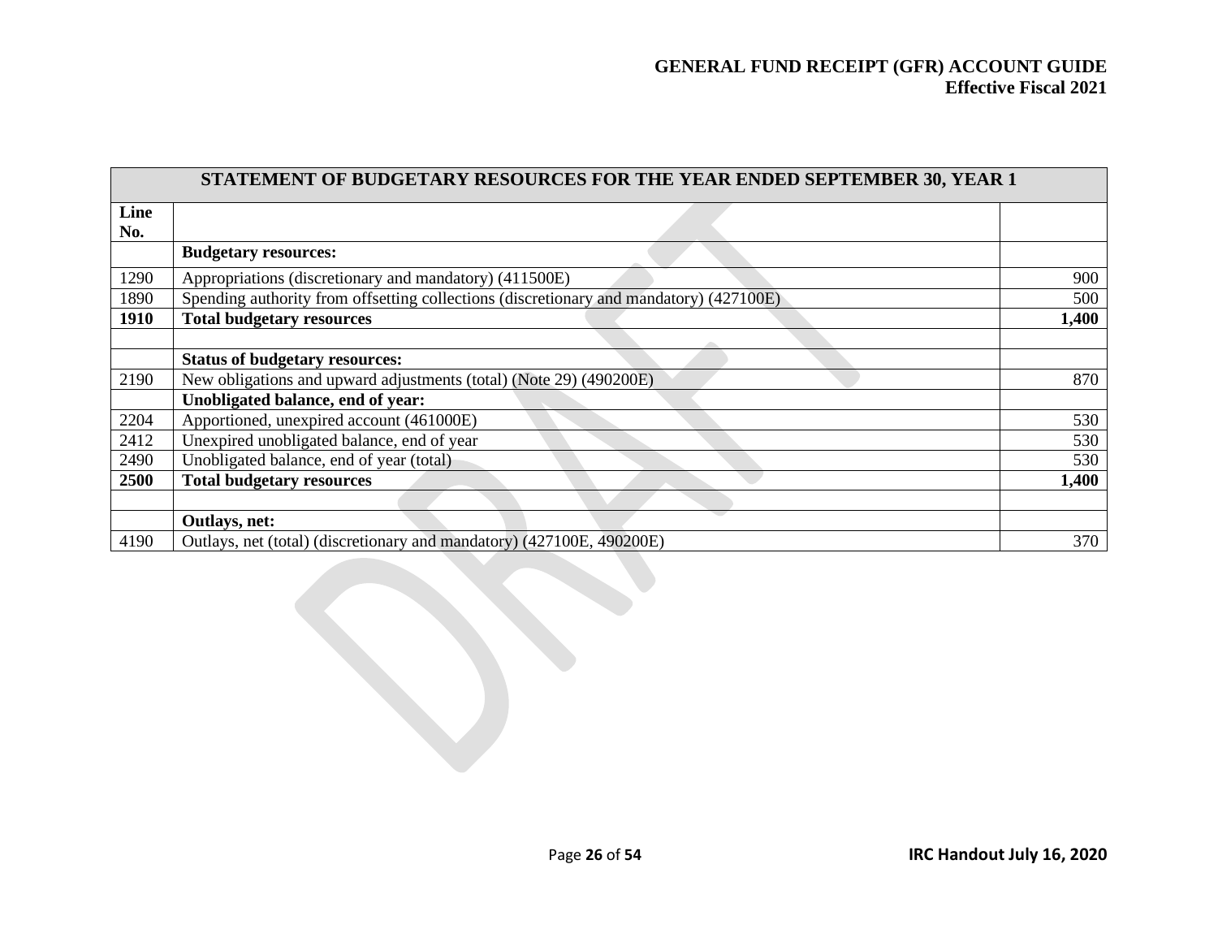| STATEMENT OF BUDGETARY RESOURCES FOR THE YEAR ENDED SEPTEMBER 30, YEAR 1 | | |
|---|---|---|
| **Line No.** | | |
| | **Budgetary resources:** | |
| 1290 | Appropriations (discretionary and mandatory) (411500E) | 900 |
| 1890 | Spending authority from offsetting collections (discretionary and mandatory) (427100E) | 500 |
| **1910** | **Total budgetary resources** | **1,400** |
| | | |
| | **Status of budgetary resources:** | |
| 2190 | New obligations and upward adjustments (total) (Note 29) (490200E) | 870 |
| | **Unobligated balance, end of year:** | |
| 2204 | Apportioned, unexpired account (461000E) | 530 |
| 2412 | Unexpired unobligated balance, end of year | 530 |
| 2490 | Unobligated balance, end of year (total) | 530 |
| **2500** | **Total budgetary resources** | **1,400** |
| | | |
| | **Outlays, net:** | |
| 4190 | Outlays, net (total) (discretionary and mandatory) (427100E, 490200E) | 370 |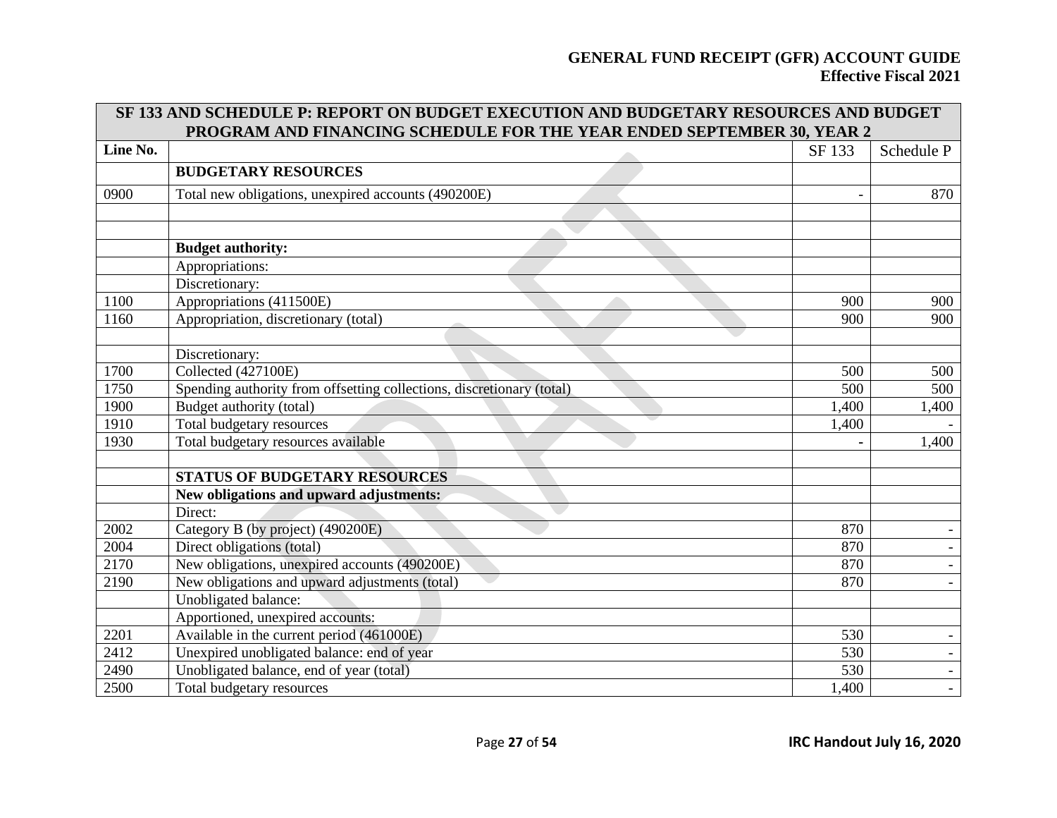| SF 133 AND SCHEDULE P: REPORT ON BUDGET EXECUTION AND BUDGETARY RESOURCES AND BUDGET PROGRAM AND FINANCING SCHEDULE FOR THE YEAR ENDED SEPTEMBER 30, YEAR 2 | | | |
|---|---|---|---|
| Line No. | | SF 133 | Schedule P |
| | **BUDGETARY RESOURCES** | | |
| 0900 | Total new obligations, unexpired accounts (490200E) | - | 870 |
| | | | |
| | | | |
| | **Budget authority:** | | |
| | Appropriations: | | |
| | Discretionary: | | |
| 1100 | Appropriations (411500E) | 900 | 900 |
| 1160 | Appropriation, discretionary (total) | 900 | 900 |
| | | | |
| | Discretionary: | | |
| 1700 | Collected (427100E) | 500 | 500 |
| 1750 | Spending authority from offsetting collections, discretionary (total) | 500 | 500 |
| 1900 | Budget authority (total) | 1,400 | 1,400 |
| 1910 | Total budgetary resources | 1,400 | - |
| 1930 | Total budgetary resources available | - | 1,400 |
| | | | |
| | **STATUS OF BUDGETARY RESOURCES** | | |
| | **New obligations and upward adjustments:** | | |
| | Direct: | | |
| 2002 | Category B (by project) (490200E) | 870 | - |
| 2004 | Direct obligations (total) | 870 | - |
| 2170 | New obligations, unexpired accounts (490200E) | 870 | - |
| 2190 | New obligations and upward adjustments (total) | 870 | - |
| | Unobligated balance: | | |
| | Apportioned, unexpired accounts: | | |
| 2201 | Available in the current period (461000E) | 530 | - |
| 2412 | Unexpired unobligated balance: end of year | 530 | - |
| 2490 | Unobligated balance, end of year (total) | 530 | - |
| 2500 | Total budgetary resources | 1,400 | - |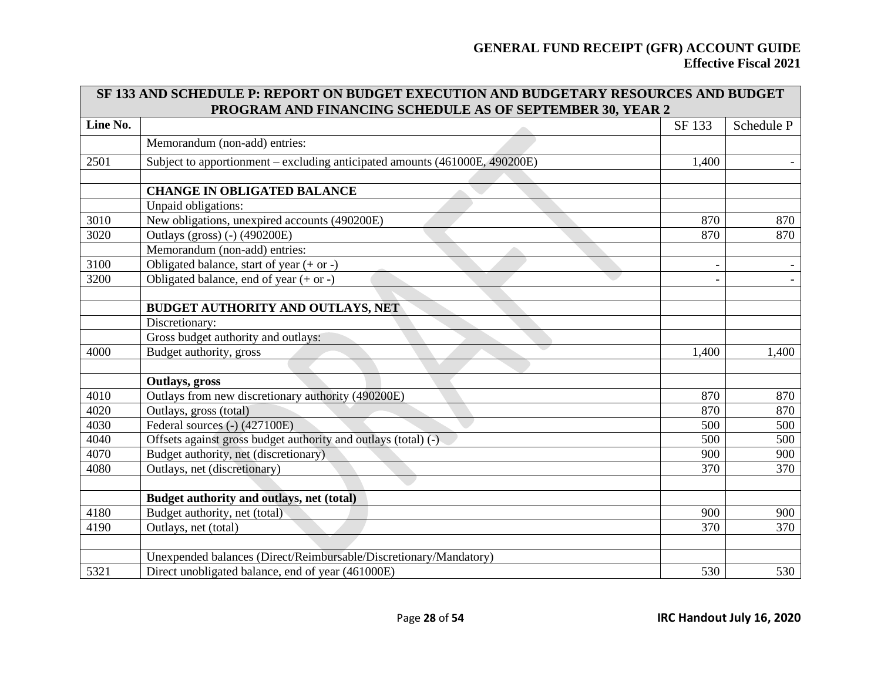| SF 133 AND SCHEDULE P: REPORT ON BUDGET EXECUTION AND BUDGETARY RESOURCES AND BUDGET PROGRAM AND FINANCING SCHEDULE AS OF SEPTEMBER 30, YEAR 2 | | | |
|---|---|---|---|
| Line No. | | SF 133 | Schedule P |
| | Memorandum (non-add) entries: | | |
| 2501 | Subject to apportionment – excluding anticipated amounts (461000E, 490200E) | 1,400 | - |
| | | | |
| | **CHANGE IN OBLIGATED BALANCE** | | |
| | Unpaid obligations: | | |
| 3010 | New obligations, unexpired accounts (490200E) | 870 | 870 |
| 3020 | Outlays (gross) (-) (490200E) | 870 | 870 |
| | Memorandum (non-add) entries: | | |
| 3100 | Obligated balance, start of year (+ or -) | - | - |
| 3200 | Obligated balance, end of year (+ or -) | - | - |
| | | | |
| | **BUDGET AUTHORITY AND OUTLAYS, NET** | | |
| | Discretionary: | | |
| | Gross budget authority and outlays: | | |
| 4000 | Budget authority, gross | 1,400 | 1,400 |
| | | | |
| | **Outlays, gross** | | |
| 4010 | Outlays from new discretionary authority (490200E) | 870 | 870 |
| 4020 | Outlays, gross (total) | 870 | 870 |
| 4030 | Federal sources (-) (427100E) | 500 | 500 |
| 4040 | Offsets against gross budget authority and outlays (total) (-) | 500 | 500 |
| 4070 | Budget authority, net (discretionary) | 900 | 900 |
| 4080 | Outlays, net (discretionary) | 370 | 370 |
| | | | |
| | **Budget authority and outlays, net (total)** | | |
| 4180 | Budget authority, net (total) | 900 | 900 |
| 4190 | Outlays, net (total) | 370 | 370 |
| | | | |
| | Unexpended balances (Direct/Reimbursable/Discretionary/Mandatory) | | |
| 5321 | Direct unobligated balance, end of year (461000E) | 530 | 530 |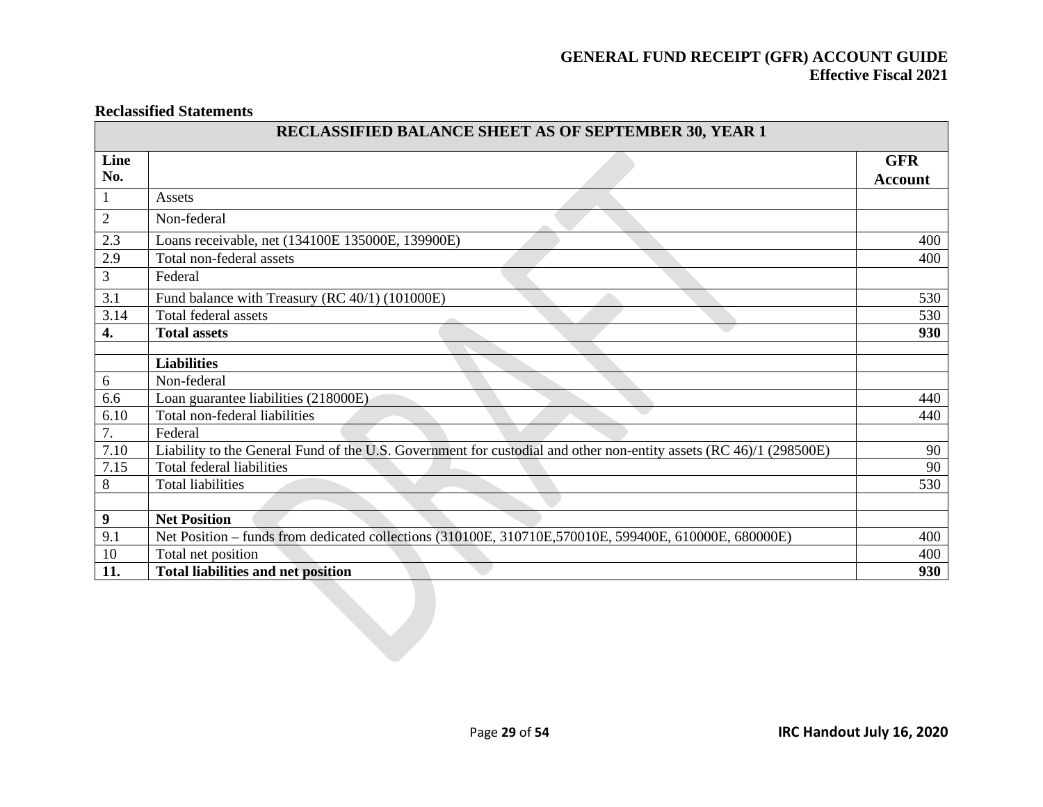## Reclassified Statements

| RECLASSIFIED BALANCE SHEET AS OF SEPTEMBER 30, YEAR 1 | | |
|---|---|---|
| **Line No.** | | **GFR Account** |
| 1 | Assets | |
| 2 | Non-federal | |
| 2.3 | Loans receivable, net (134100E 135000E, 139900E) | 400 |
| 2.9 | Total non-federal assets | 400 |
| 3 | Federal | |
| 3.1 | Fund balance with Treasury (RC 40/1) (101000E) | 530 |
| 3.14 | Total federal assets | 530 |
| **4.** | **Total assets** | **930** |
| | | |
| | **Liabilities** | |
| 6 | Non-federal | |
| 6.6 | Loan guarantee liabilities (218000E) | 440 |
| 6.10 | Total non-federal liabilities | 440 |
| 7. | Federal | |
| 7.10 | Liability to the General Fund of the U.S. Government for custodial and other non-entity assets (RC 46)/1 (298500E) | 90 |
| 7.15 | Total federal liabilities | 90 |
| 8 | Total liabilities | 530 |
| | | |
| **9** | **Net Position** | |
| 9.1 | Net Position – funds from dedicated collections (310100E, 310710E,570010E, 599400E, 610000E, 680000E) | 400 |
| 10 | Total net position | 400 |
| **11.** | **Total liabilities and net position** | **930** |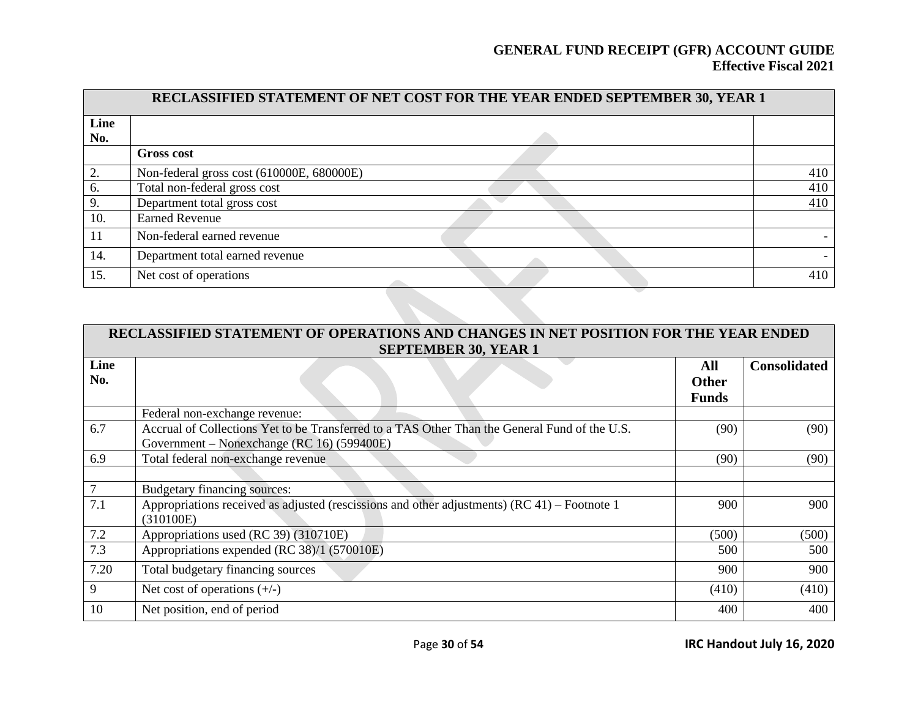| RECLASSIFIED STATEMENT OF NET COST FOR THE YEAR ENDED SEPTEMBER 30, YEAR 1 | | |
|---|---|---|
| **Line No.** | | |
| | **Gross cost** | |
| 2. | Non-federal gross cost (610000E, 680000E) | 410 |
| 6. | Total non-federal gross cost | 410 |
| 9. | Department total gross cost | 410 |
| 10. | Earned Revenue | |
| 11 | Non-federal earned revenue | - |
| 14. | Department total earned revenue | - |
| 15. | Net cost of operations | 410 |

| RECLASSIFIED STATEMENT OF OPERATIONS AND CHANGES IN NET POSITION FOR THE YEAR ENDED SEPTEMBER 30, YEAR 1 | | | |
|---|---|---|---|
| **Line No.** | | **All Other Funds** | **Consolidated** |
| | Federal non-exchange revenue: | | |
| 6.7 | Accrual of Collections Yet to be Transferred to a TAS Other Than the General Fund of the U.S. Government – Nonexchange (RC 16) (599400E) | (90) | (90) |
| 6.9 | Total federal non-exchange revenue | (90) | (90) |
| | | | |
| 7 | Budgetary financing sources: | | |
| 7.1 | Appropriations received as adjusted (rescissions and other adjustments) (RC 41) – Footnote 1 (310100E) | 900 | 900 |
| 7.2 | Appropriations used (RC 39) (310710E) | (500) | (500) |
| 7.3 | Appropriations expended (RC 38)/1 (570010E) | 500 | 500 |
| 7.20 | Total budgetary financing sources | 900 | 900 |
| 9 | Net cost of operations (+/-) | (410) | (410) |
| 10 | Net position, end of period | 400 | 400 |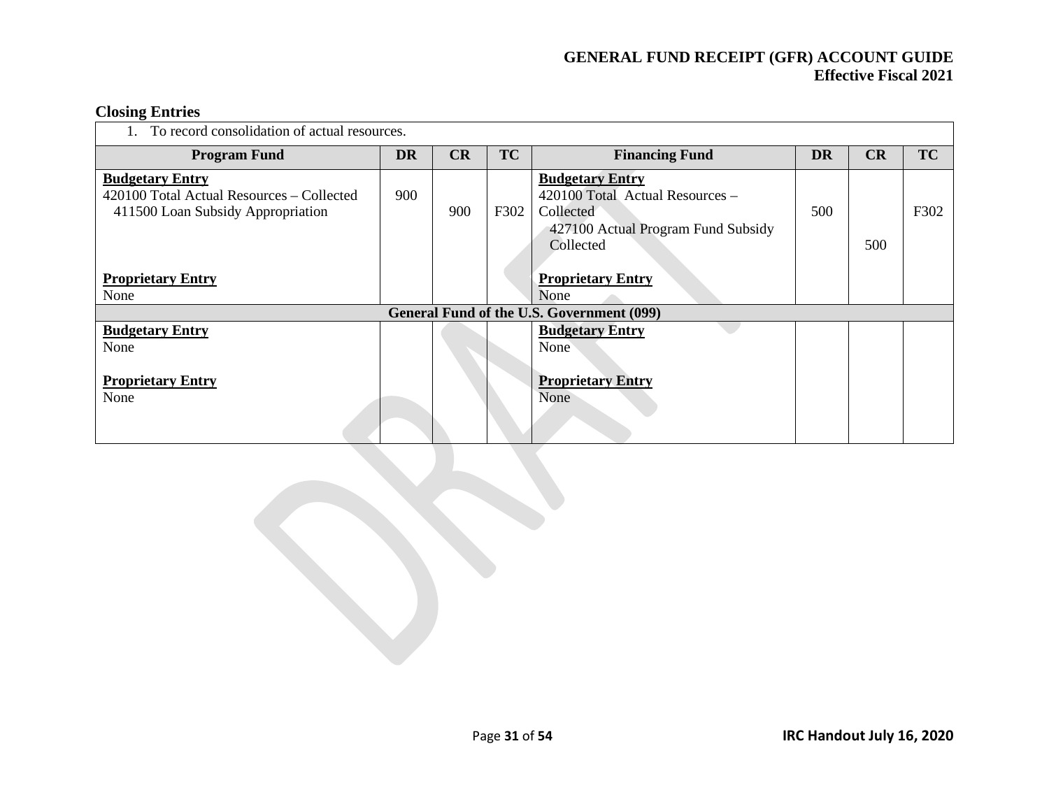## Closing Entries

| 1. To record consolidation of actual resources. | | | | | | | |
|---|---|---|---|---|---|---|---|
| **Program Fund** | **DR** | **CR** | **TC** | **Financing Fund** | **DR** | **CR** | **TC** |
| **Budgetary Entry**<br>420100 Total Actual Resources – Collected<br>411500 Loan Subsidy Appropriation<br><br>**Proprietary Entry**<br>None | 900 | 900 | F302 | **Budgetary Entry**<br>420100 Total Actual Resources – Collected<br>427100 Actual Program Fund Subsidy Collected<br><br>**Proprietary Entry**<br>None | 500 | 500 | F302 |
| **General Fund of the U.S. Government (099)** | | | | | | | |
| **Budgetary Entry**<br>None<br><br>**Proprietary Entry**<br>None | | | | **Budgetary Entry**<br>None<br><br>**Proprietary Entry**<br>None | | | |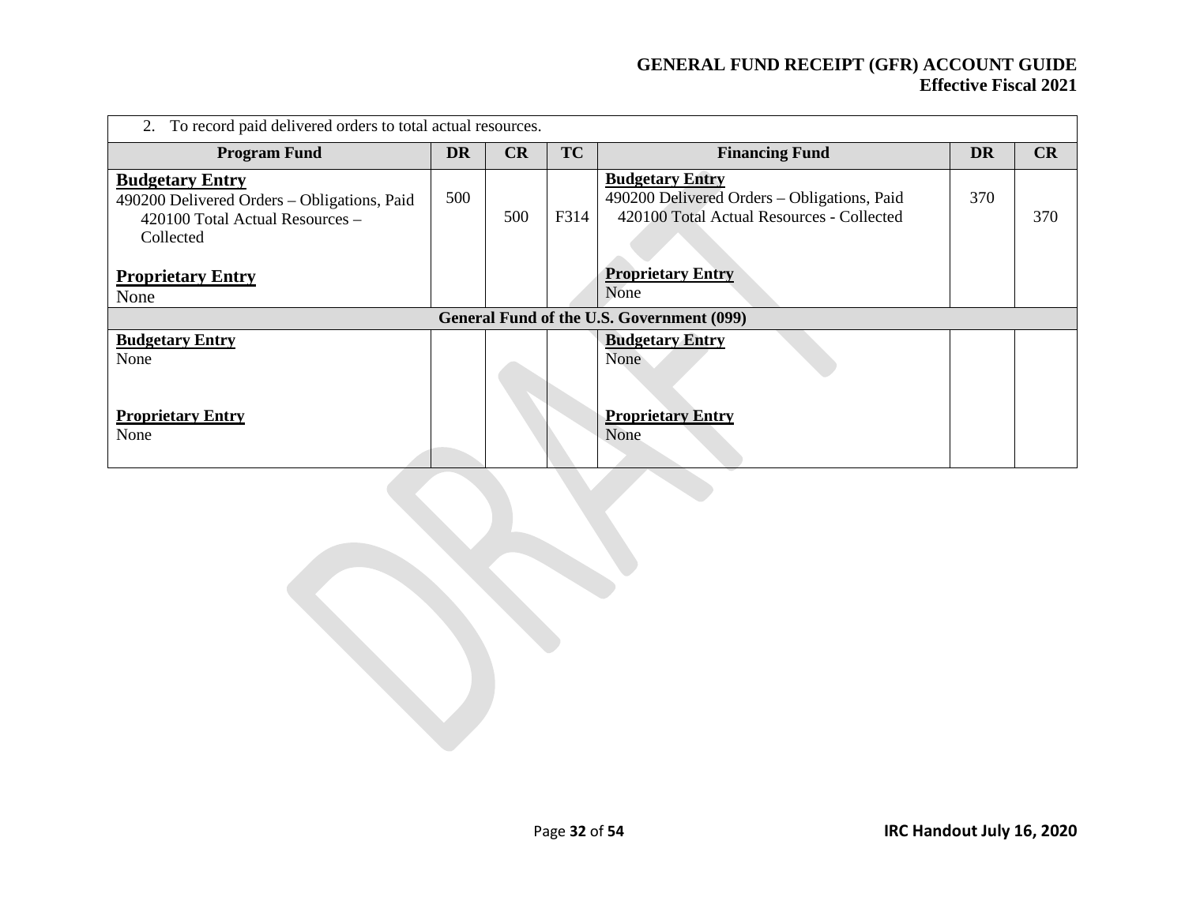| 2. To record paid delivered orders to total actual resources. | | | | | | |
|---|---|---|---|---|---|---|
| **Program Fund** | **DR** | **CR** | **TC** | **Financing Fund** | **DR** | **CR** |
| **Budgetary Entry**<br>490200 Delivered Orders – Obligations, Paid<br>420100 Total Actual Resources – Collected<br><br>**Proprietary Entry**<br>None | 500 | 500 | F314 | **Budgetary Entry**<br>490200 Delivered Orders – Obligations, Paid<br>420100 Total Actual Resources - Collected<br><br>**Proprietary Entry**<br>None | 370 | 370 |
| **General Fund of the U.S. Government (099)** | | | | | | |
| **Budgetary Entry**<br>None<br><br>**Proprietary Entry**<br>None | | | | **Budgetary Entry**<br>None<br><br>**Proprietary Entry**<br>None | | |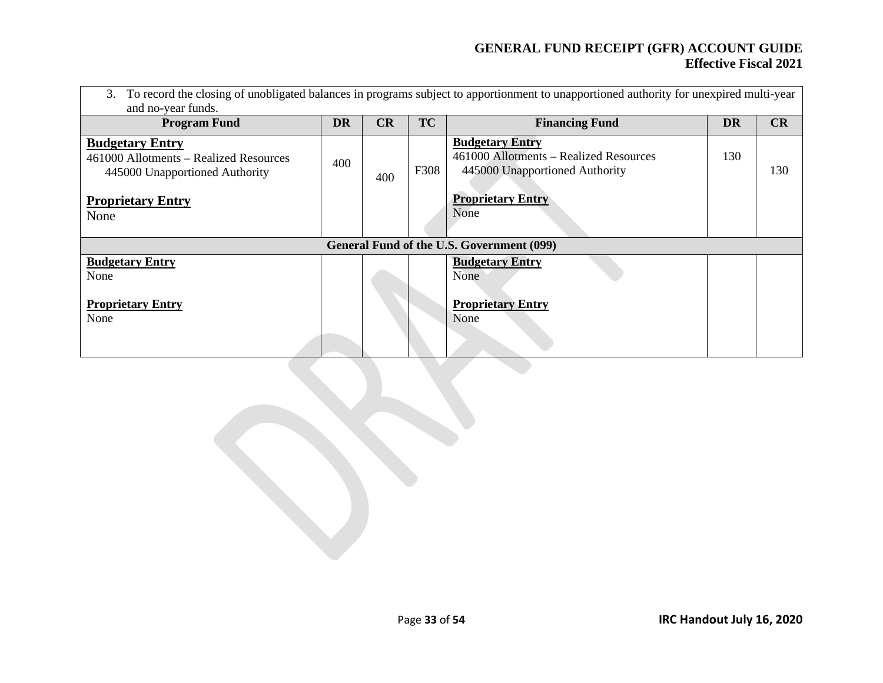3. To record the closing of unobligated balances in programs subject to apportionment to unapportioned authority for unexpired multi-year and no-year funds.

| Program Fund | DR | CR | TC | Financing Fund | DR | CR |
|---|---|---|---|---|---|---|
| **Budgetary Entry**<br>461000 Allotments – Realized Resources<br>445000 Unapportioned Authority<br><br>**Proprietary Entry**<br>None | 400 | 400 | F308 | **Budgetary Entry**<br>461000 Allotments – Realized Resources<br>445000 Unapportioned Authority<br><br>**Proprietary Entry**<br>None | 130 | 130 |
| **General Fund of the U.S. Government (099)** | | | | | | |
| **Budgetary Entry**<br>None<br><br>**Proprietary Entry**<br>None | | | | **Budgetary Entry**<br>None<br><br>**Proprietary Entry**<br>None | | |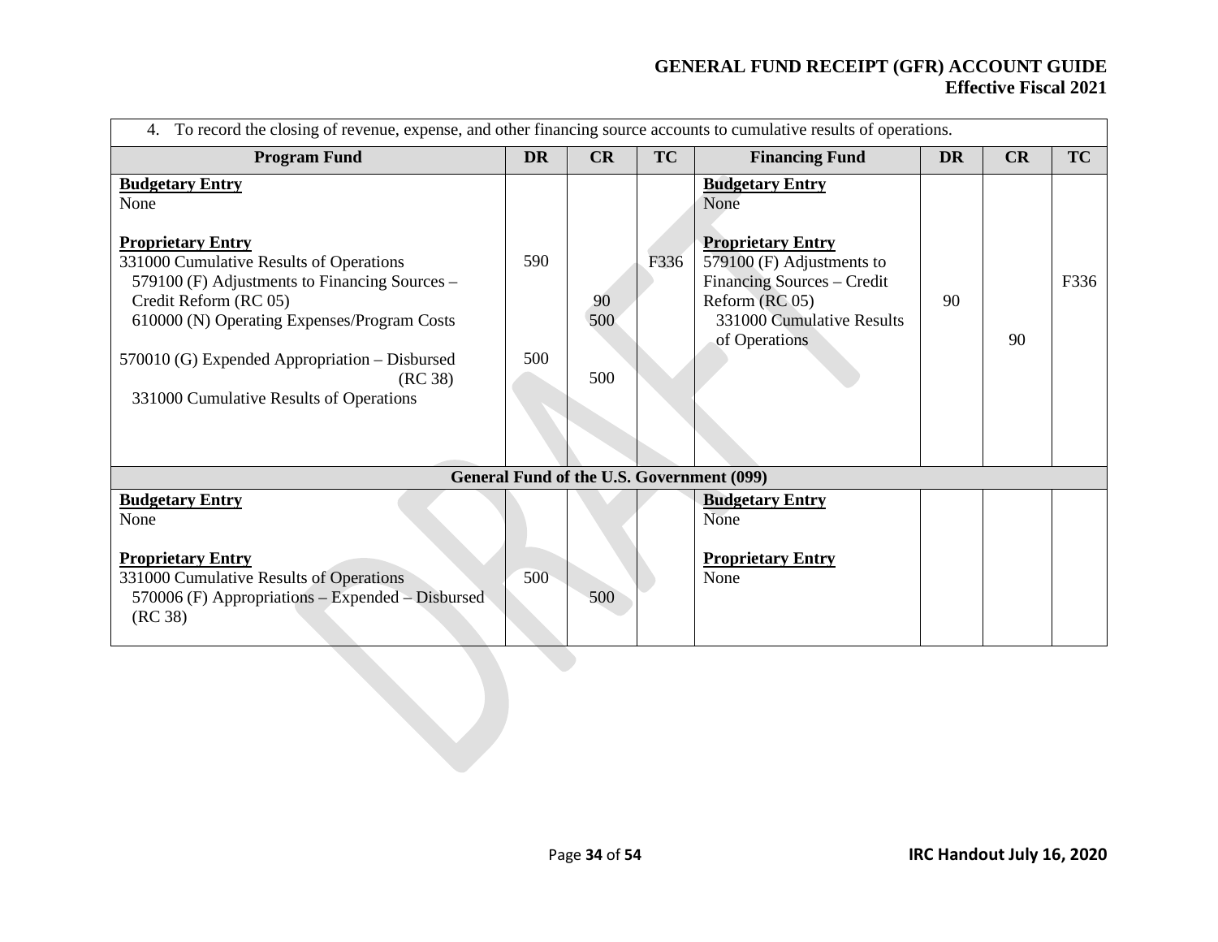| 4. To record the closing of revenue, expense, and other financing source accounts to cumulative results of operations. | | | | | | | |
|---|---|---|---|---|---|---|---|
| **Program Fund** | **DR** | **CR** | **TC** | **Financing Fund** | **DR** | **CR** | **TC** |
| **Budgetary Entry** | | | | **Budgetary Entry** | | | |
| None | | | | None | | | |
| **Proprietary Entry** | | | | **Proprietary Entry** | | | |
| 331000 Cumulative Results of Operations | 590 | | F336 | 579100 (F) Adjustments to Financing Sources – Credit Reform (RC 05) | 90 | | F336 |
| 579100 (F) Adjustments to Financing Sources – Credit Reform (RC 05) | | 90 | | 331000 Cumulative Results of Operations | | 90 | |
| 610000 (N) Operating Expenses/Program Costs | | 500 | | | | | |
| 570010 (G) Expended Appropriation – Disbursed (RC 38) | 500 | | | | | | |
| 331000 Cumulative Results of Operations | | 500 | | | | | |
| **General Fund of the U.S. Government (099)** | | | | | | | |
| **Budgetary Entry** | | | | **Budgetary Entry** | | | |
| None | | | | None | | | |
| **Proprietary Entry** | | | | **Proprietary Entry** | | | |
| 331000 Cumulative Results of Operations | 500 | | | None | | | |
| 570006 (F) Appropriations – Expended – Disbursed (RC 38) | | 500 | | | | | |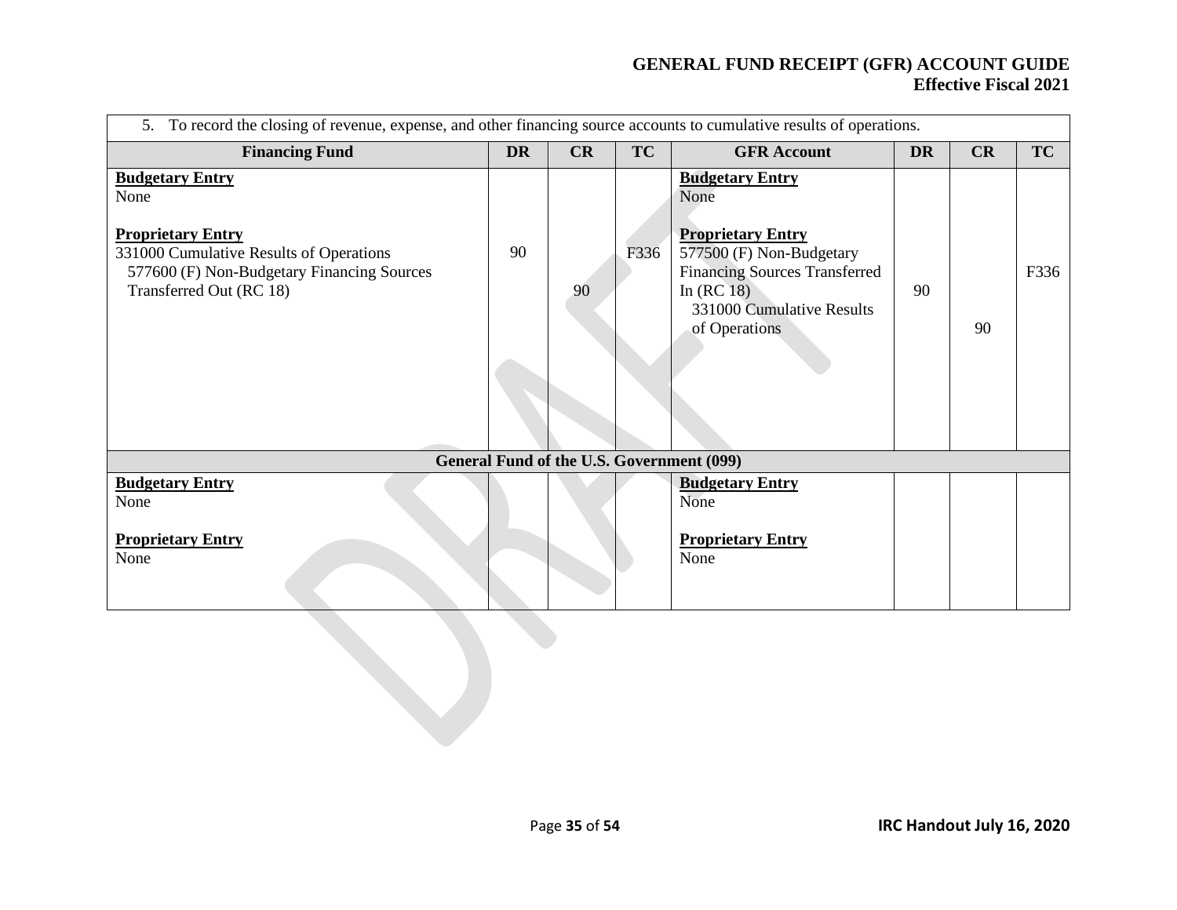| 5. To record the closing of revenue, expense, and other financing source accounts to cumulative results of operations. | | | | | | | |
|---|---|---|---|---|---|---|---|
| **Financing Fund** | **DR** | **CR** | **TC** | **GFR Account** | **DR** | **CR** | **TC** |
| **Budgetary Entry**<br>None<br><br>**Proprietary Entry**<br>331000 Cumulative Results of Operations<br>577600 (F) Non-Budgetary Financing Sources Transferred Out (RC 18) | 90 | 90 | F336 | **Budgetary Entry**<br>None<br><br>**Proprietary Entry**<br>577500 (F) Non-Budgetary Financing Sources Transferred In (RC 18)<br>331000 Cumulative Results of Operations | 90 | 90 | F336 |
| **General Fund of the U.S. Government (099)** | | | | | | | |
| **Budgetary Entry**<br>None<br><br>**Proprietary Entry**<br>None | | | | **Budgetary Entry**<br>None<br><br>**Proprietary Entry**<br>None | | | |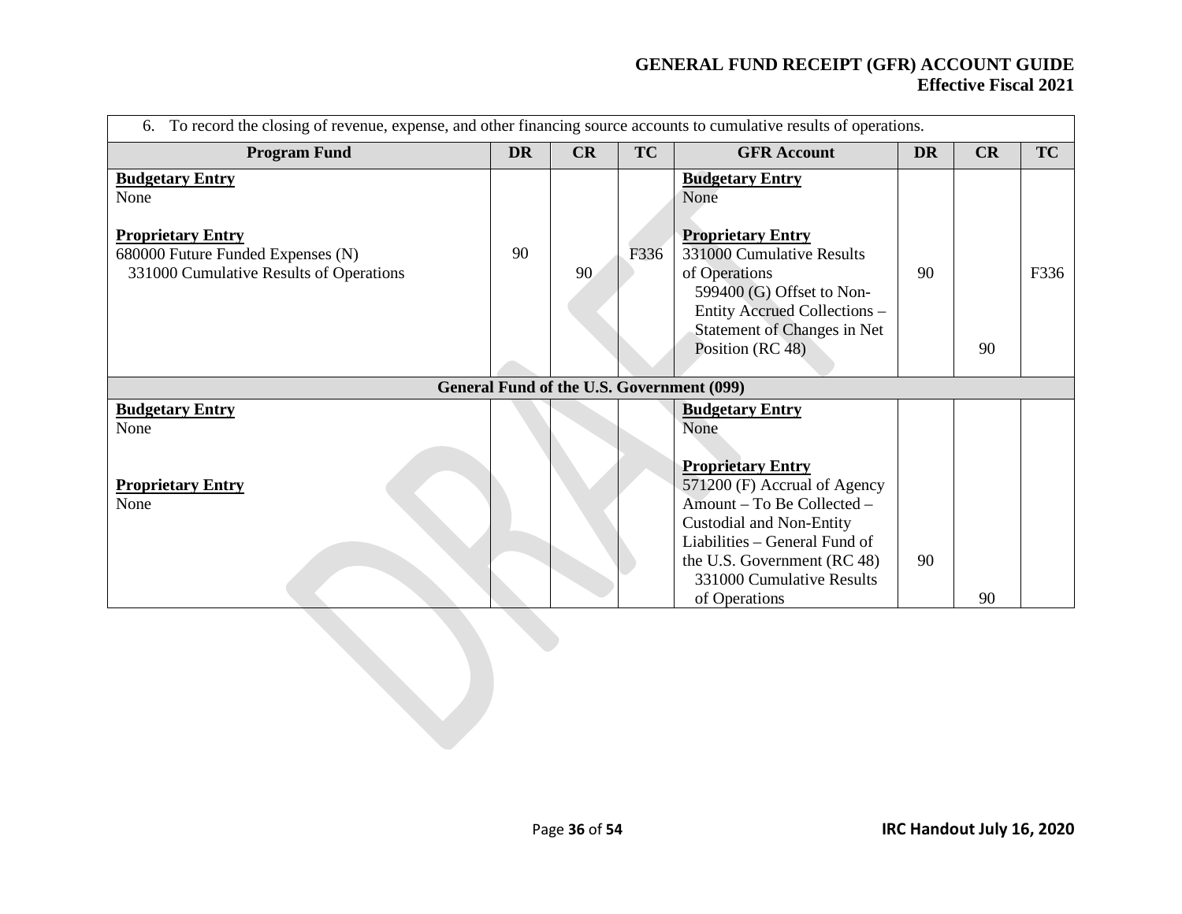| 6. To record the closing of revenue, expense, and other financing source accounts to cumulative results of operations. | | | | | | | |
|---|---|---|---|---|---|---|---|
| **Program Fund** | **DR** | **CR** | **TC** | **GFR Account** | **DR** | **CR** | **TC** |
| **Budgetary Entry**<br>None<br><br>**Proprietary Entry**<br>680000 Future Funded Expenses (N)<br>331000 Cumulative Results of Operations | 90 | 90 | F336 | **Budgetary Entry**<br>None<br><br>**Proprietary Entry**<br>331000 Cumulative Results of Operations<br>599400 (G) Offset to Non-Entity Accrued Collections – Statement of Changes in Net Position (RC 48) | 90 | 90 | F336 |
| **General Fund of the U.S. Government (099)** | | | | | | | |
| **Budgetary Entry**<br>None<br><br>**Proprietary Entry**<br>None | | | | **Budgetary Entry**<br>None<br><br>**Proprietary Entry**<br>571200 (F) Accrual of Agency Amount – To Be Collected – Custodial and Non-Entity Liabilities – General Fund of the U.S. Government (RC 48)<br>331000 Cumulative Results of Operations | 90 | 90 | |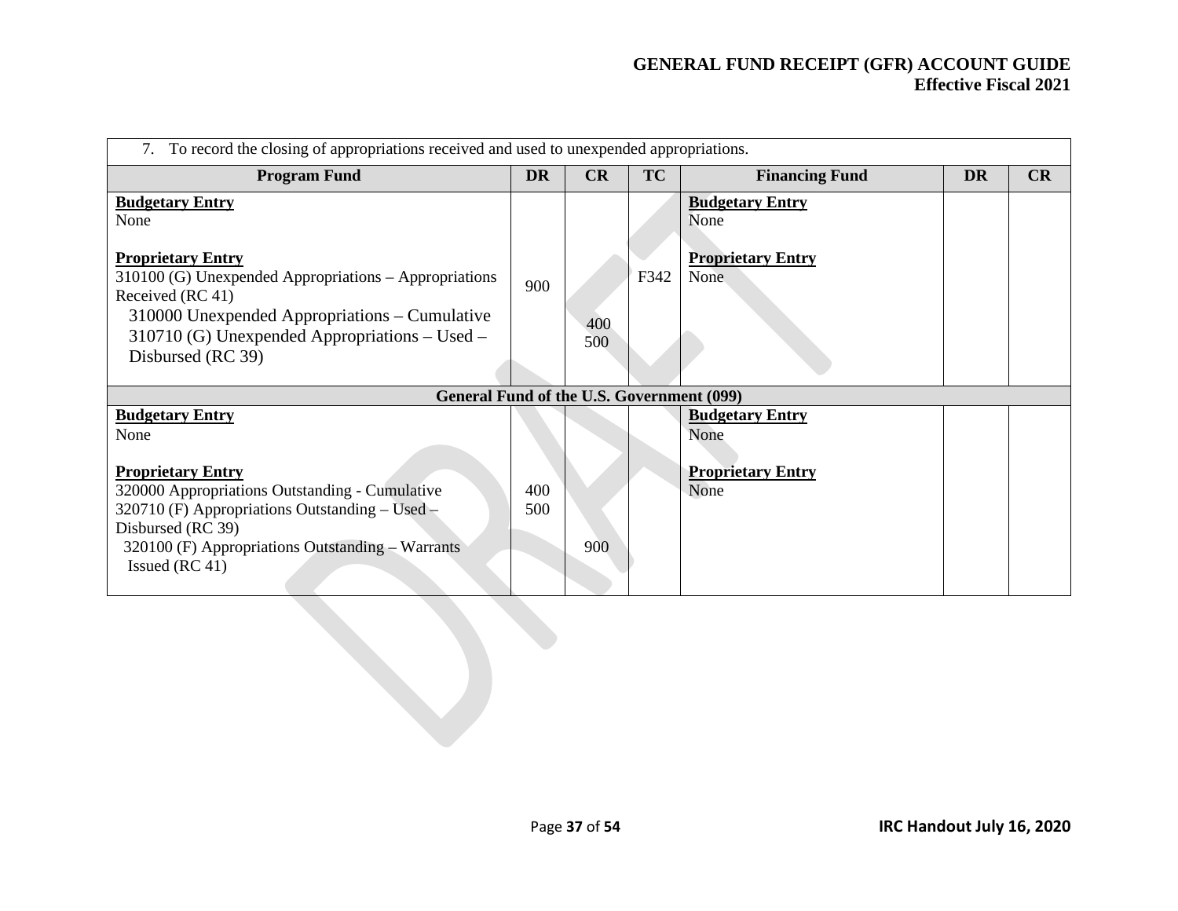7. To record the closing of appropriations received and used to unexpended appropriations.

| Program Fund | DR | CR | TC | Financing Fund | DR | CR |
|---|---|---|---|---|---|---|
| **Budgetary Entry** | | | | **Budgetary Entry** | | |
| None | | | | None | | |
| **Proprietary Entry** | | | | **Proprietary Entry** | | |
| 310100 (G) Unexpended Appropriations – Appropriations Received (RC 41) | 900 | | F342 | None | | |
| 310000 Unexpended Appropriations – Cumulative | | 400 | | | | |
| 310710 (G) Unexpended Appropriations – Used – Disbursed (RC 39) | | 500 | | | | |
| **General Fund of the U.S. Government (099)** | | | | | | |
| **Budgetary Entry** | | | | **Budgetary Entry** | | |
| None | | | | None | | |
| **Proprietary Entry** | | | | **Proprietary Entry** | | |
| 320000 Appropriations Outstanding - Cumulative | 400 | | | None | | |
| 320710 (F) Appropriations Outstanding – Used – Disbursed (RC 39) | 500 | | | | | |
| 320100 (F) Appropriations Outstanding – Warrants Issued (RC 41) | | 900 | | | | |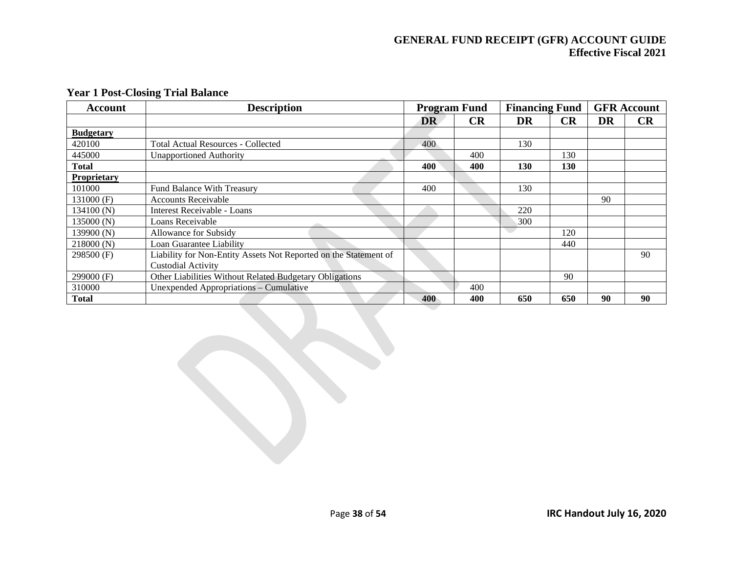### Year 1 Post-Closing Trial Balance

| Account | Description | Program Fund | | Financing Fund | | GFR Account | |
|---|---|---|---|---|---|---|---|
| | | DR | CR | DR | CR | DR | CR |
| **Budgetary** | | | | | | | |
| 420100 | Total Actual Resources - Collected | 400 | | 130 | | | |
| 445000 | Unapportioned Authority | | 400 | | 130 | | |
| **Total** | | **400** | **400** | **130** | **130** | | |
| **Proprietary** | | | | | | | |
| 101000 | Fund Balance With Treasury | 400 | | 130 | | | |
| 131000 (F) | Accounts Receivable | | | | | 90 | |
| 134100 (N) | Interest Receivable - Loans | | | 220 | | | |
| 135000 (N) | Loans Receivable | | | 300 | | | |
| 139900 (N) | Allowance for Subsidy | | | | 120 | | |
| 218000 (N) | Loan Guarantee Liability | | | | 440 | | |
| 298500 (F) | Liability for Non-Entity Assets Not Reported on the Statement of Custodial Activity | | | | | | 90 |
| 299000 (F) | Other Liabilities Without Related Budgetary Obligations | | | | 90 | | |
| 310000 | Unexpended Appropriations – Cumulative | | 400 | | | | |
| **Total** | | **400** | **400** | **650** | **650** | **90** | **90** |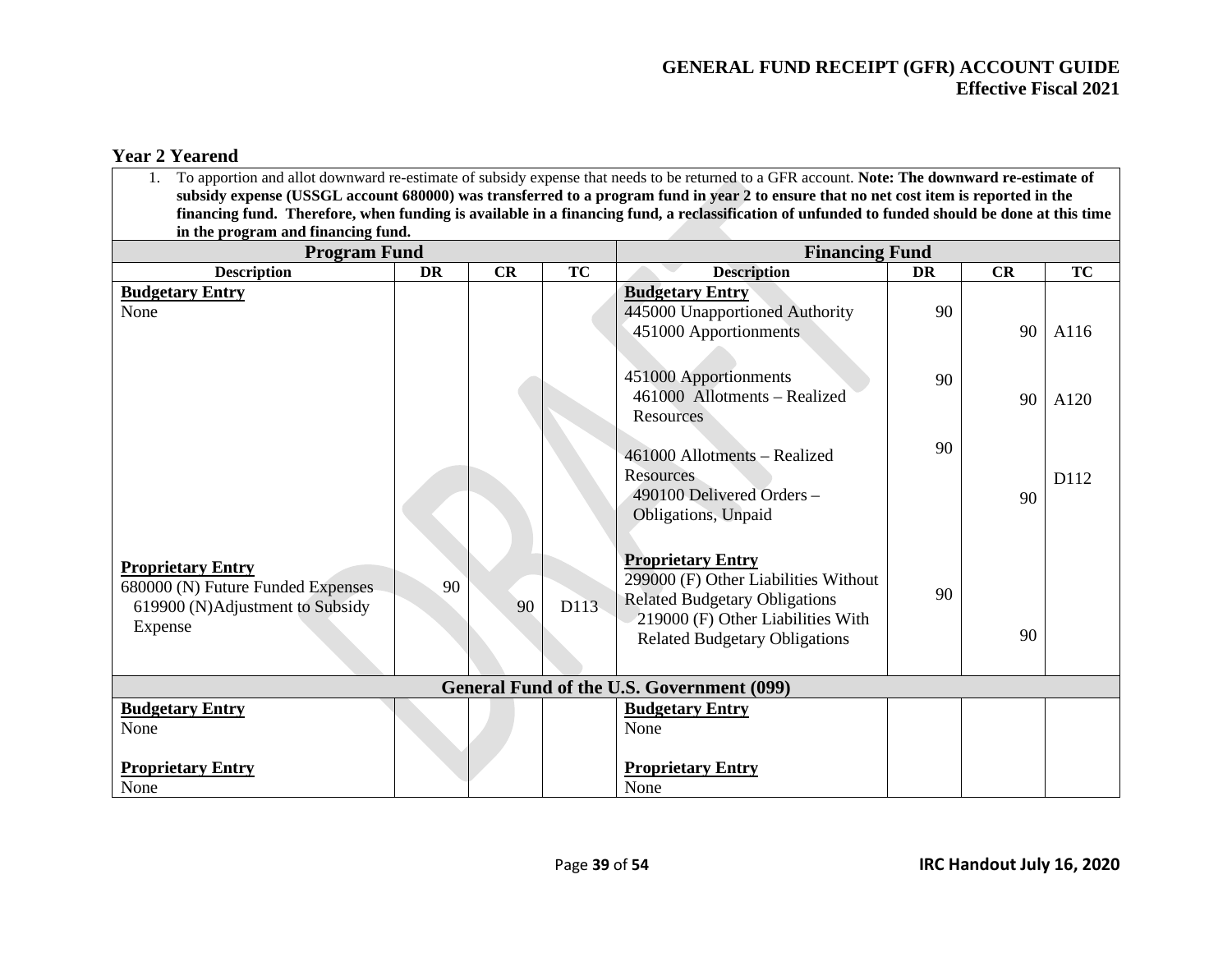## Year 2 Yearend

1. To apportion and allot downward re-estimate of subsidy expense that needs to be returned to a GFR account. **Note: The downward re-estimate of subsidy expense (USSGL account 680000) was transferred to a program fund in year 2 to ensure that no net cost item is reported in the financing fund. Therefore, when funding is available in a financing fund, a reclassification of unfunded to funded should be done at this time in the program and financing fund.**

| Program Fund | | | | Financing Fund | | | |
|---|---|---|---|---|---|---|---|
| **Description** | **DR** | **CR** | **TC** | **Description** | **DR** | **CR** | **TC** |
| **Budgetary Entry** | | | | **Budgetary Entry** | | | |
| None | | | | 445000 Unapportioned Authority | 90 | | |
| | | | | 451000 Apportionments | | 90 | A116 |
| | | | | 451000 Apportionments | 90 | | |
| | | | | 461000 Allotments – Realized Resources | | 90 | A120 |
| | | | | 461000 Allotments – Realized Resources | 90 | | |
| | | | | 490100 Delivered Orders – Obligations, Unpaid | | 90 | D112 |
| **Proprietary Entry** | | | | **Proprietary Entry** | | | |
| 680000 (N) Future Funded Expenses | 90 | | | 299000 (F) Other Liabilities Without Related Budgetary Obligations | 90 | | |
| 619900 (N)Adjustment to Subsidy Expense | | 90 | D113 | 219000 (F) Other Liabilities With Related Budgetary Obligations | | 90 | |
| **General Fund of the U.S. Government (099)** | | | | | | | |
| **Budgetary Entry** | | | | **Budgetary Entry** | | | |
| None | | | | None | | | |
| **Proprietary Entry** | | | | **Proprietary Entry** | | | |
| None | | | | None | | | |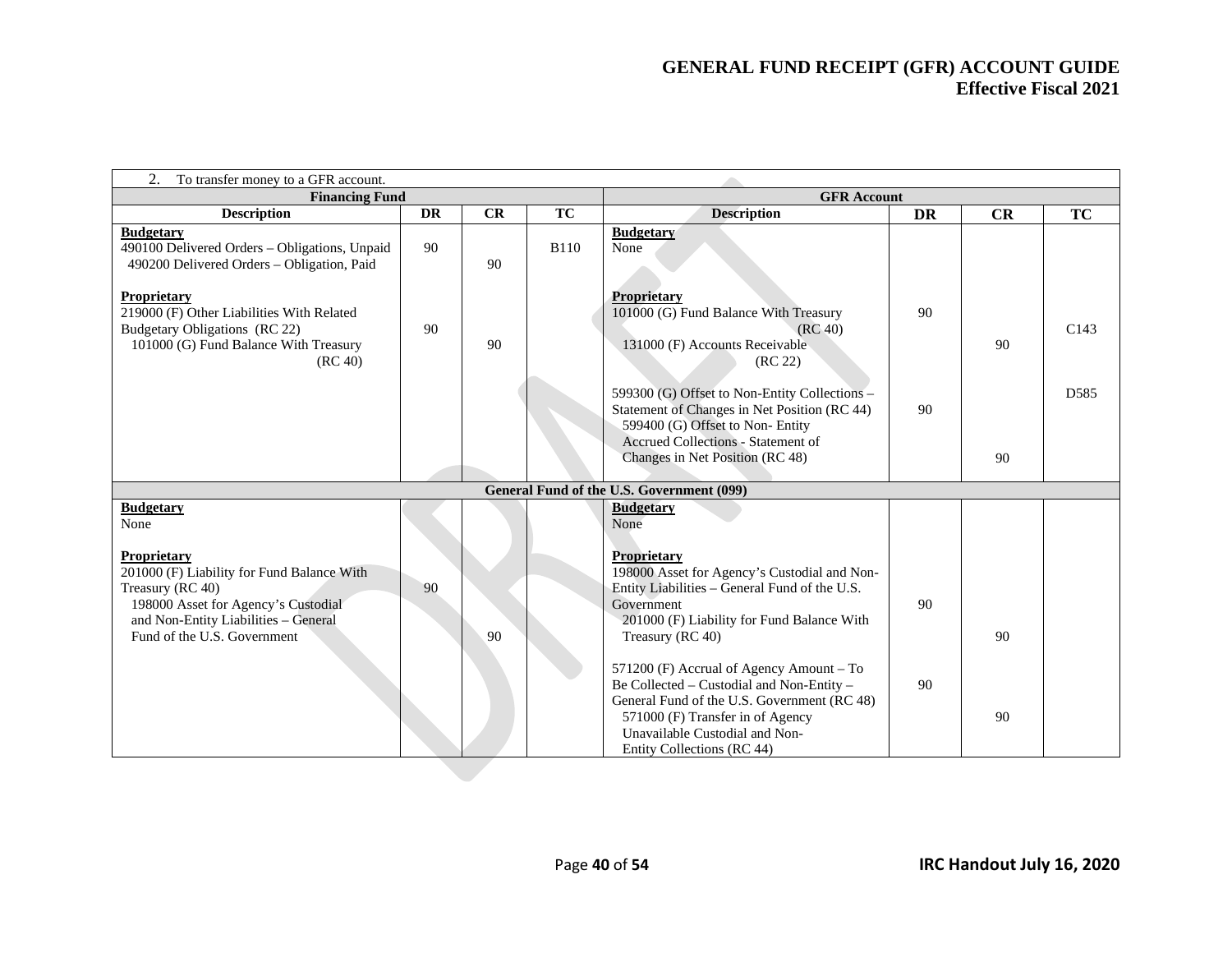2. To transfer money to a GFR account.

| Financing Fund | | | | GFR Account | | | |
|---|---|---|---|---|---|---|---|
| **Description** | **DR** | **CR** | **TC** | **Description** | **DR** | **CR** | **TC** |
| **Budgetary** | | | | **Budgetary** | | | |
| 490100 Delivered Orders – Obligations, Unpaid | 90 | | B110 | None | | | |
| 490200 Delivered Orders – Obligation, Paid | | 90 | | | | | |
| **Proprietary** | | | | **Proprietary** | | | |
| 219000 (F) Other Liabilities With Related Budgetary Obligations (RC 22) | 90 | | | 101000 (G) Fund Balance With Treasury (RC 40) | 90 | | C143 |
| 101000 (G) Fund Balance With Treasury (RC 40) | | 90 | | 131000 (F) Accounts Receivable (RC 22) | | 90 | |
| | | | | 599300 (G) Offset to Non-Entity Collections – Statement of Changes in Net Position (RC 44) | 90 | | D585 |
| | | | | 599400 (G) Offset to Non- Entity Accrued Collections - Statement of Changes in Net Position (RC 48) | | 90 | |
| **General Fund of the U.S. Government (099)** | | | | | | | |
| **Budgetary** | | | | **Budgetary** | | | |
| None | | | | None | | | |
| **Proprietary** | | | | **Proprietary** | | | |
| 201000 (F) Liability for Fund Balance With Treasury (RC 40) | 90 | | | 198000 Asset for Agency's Custodial and Non-Entity Liabilities – General Fund of the U.S. Government | 90 | | |
| 198000 Asset for Agency's Custodial and Non-Entity Liabilities – General Fund of the U.S. Government | | 90 | | 201000 (F) Liability for Fund Balance With Treasury (RC 40) | | 90 | |
| | | | | 571200 (F) Accrual of Agency Amount – To Be Collected – Custodial and Non-Entity – General Fund of the U.S. Government (RC 48) | 90 | | |
| | | | | 571000 (F) Transfer in of Agency Unavailable Custodial and Non-Entity Collections (RC 44) | | 90 | |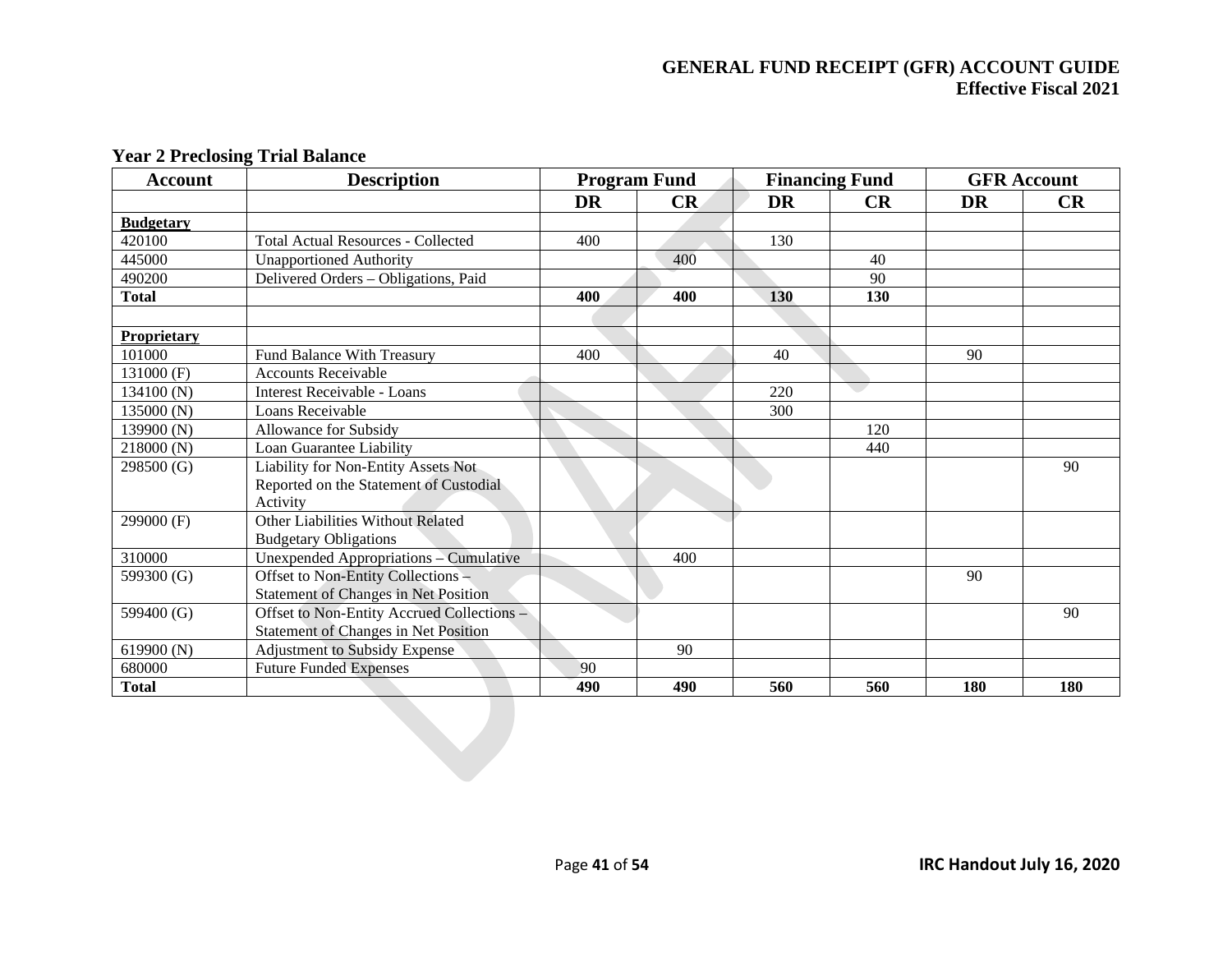## Year 2 Preclosing Trial Balance

| Account | Description | Program Fund | | Financing Fund | | GFR Account | |
|---|---|---|---|---|---|---|---|
| | | DR | CR | DR | CR | DR | CR |
| **Budgetary** | | | | | | | |
| 420100 | Total Actual Resources - Collected | 400 | | 130 | | | |
| 445000 | Unapportioned Authority | | 400 | | 40 | | |
| 490200 | Delivered Orders – Obligations, Paid | | | | 90 | | |
| **Total** | | **400** | **400** | **130** | **130** | | |
| | | | | | | | |
| **Proprietary** | | | | | | | |
| 101000 | Fund Balance With Treasury | 400 | | 40 | | 90 | |
| 131000 (F) | Accounts Receivable | | | | | | |
| 134100 (N) | Interest Receivable - Loans | | | 220 | | | |
| 135000 (N) | Loans Receivable | | | 300 | | | |
| 139900 (N) | Allowance for Subsidy | | | | 120 | | |
| 218000 (N) | Loan Guarantee Liability | | | | 440 | | |
| 298500 (G) | Liability for Non-Entity Assets Not Reported on the Statement of Custodial Activity | | | | | | 90 |
| 299000 (F) | Other Liabilities Without Related Budgetary Obligations | | | | | | |
| 310000 | Unexpended Appropriations – Cumulative | | 400 | | | | |
| 599300 (G) | Offset to Non-Entity Collections – Statement of Changes in Net Position | | | | | 90 | |
| 599400 (G) | Offset to Non-Entity Accrued Collections – Statement of Changes in Net Position | | | | | | 90 |
| 619900 (N) | Adjustment to Subsidy Expense | | 90 | | | | |
| 680000 | Future Funded Expenses | 90 | | | | | |
| **Total** | | **490** | **490** | **560** | **560** | **180** | **180** |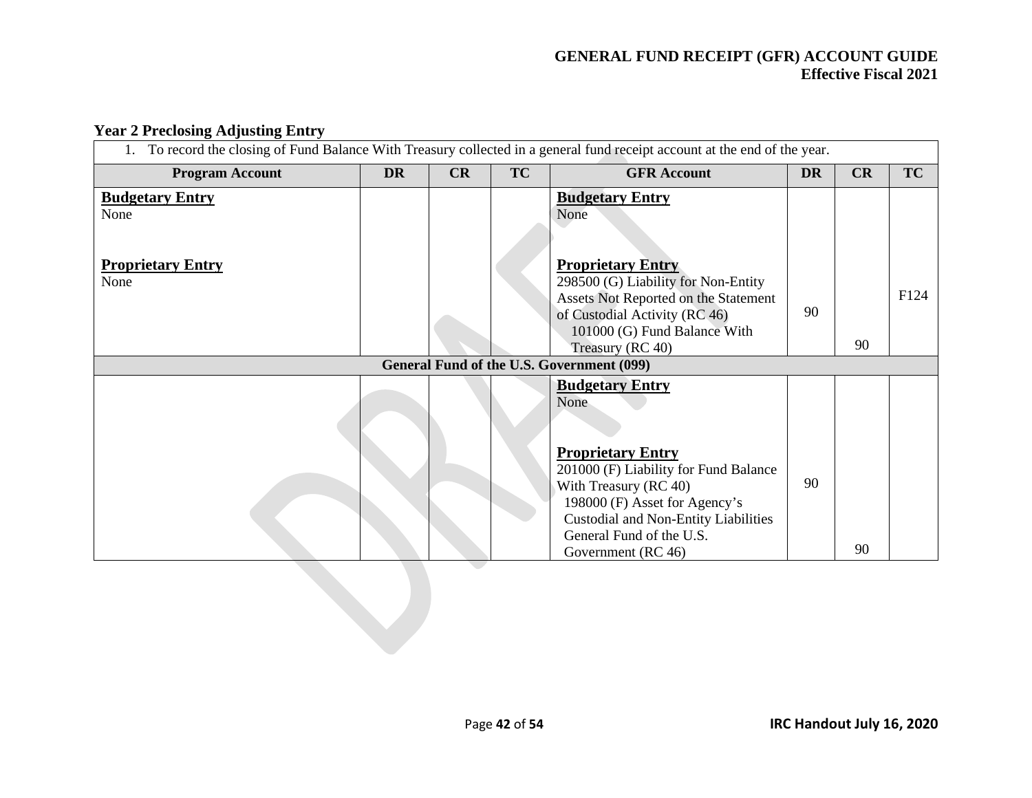### Year 2 Preclosing Adjusting Entry

| 1. To record the closing of Fund Balance With Treasury collected in a general fund receipt account at the end of the year. | | | | | | | |
|---|---|---|---|---|---|---|---|
| **Program Account** | **DR** | **CR** | **TC** | **GFR Account** | **DR** | **CR** | **TC** |
| **Budgetary Entry**<br>None<br><br>**Proprietary Entry**<br>None | | | | **Budgetary Entry**<br>None<br><br>**Proprietary Entry**<br>298500 (G) Liability for Non-Entity Assets Not Reported on the Statement of Custodial Activity (RC 46)<br>101000 (G) Fund Balance With Treasury (RC 40) | 90 | 90 | F124 |
| **General Fund of the U.S. Government (099)** | | | | | | | |
| | | | | **Budgetary Entry**<br>None<br><br>**Proprietary Entry**<br>201000 (F) Liability for Fund Balance With Treasury (RC 40)<br>198000 (F) Asset for Agency's Custodial and Non-Entity Liabilities General Fund of the U.S. Government (RC 46) | 90 | 90 | |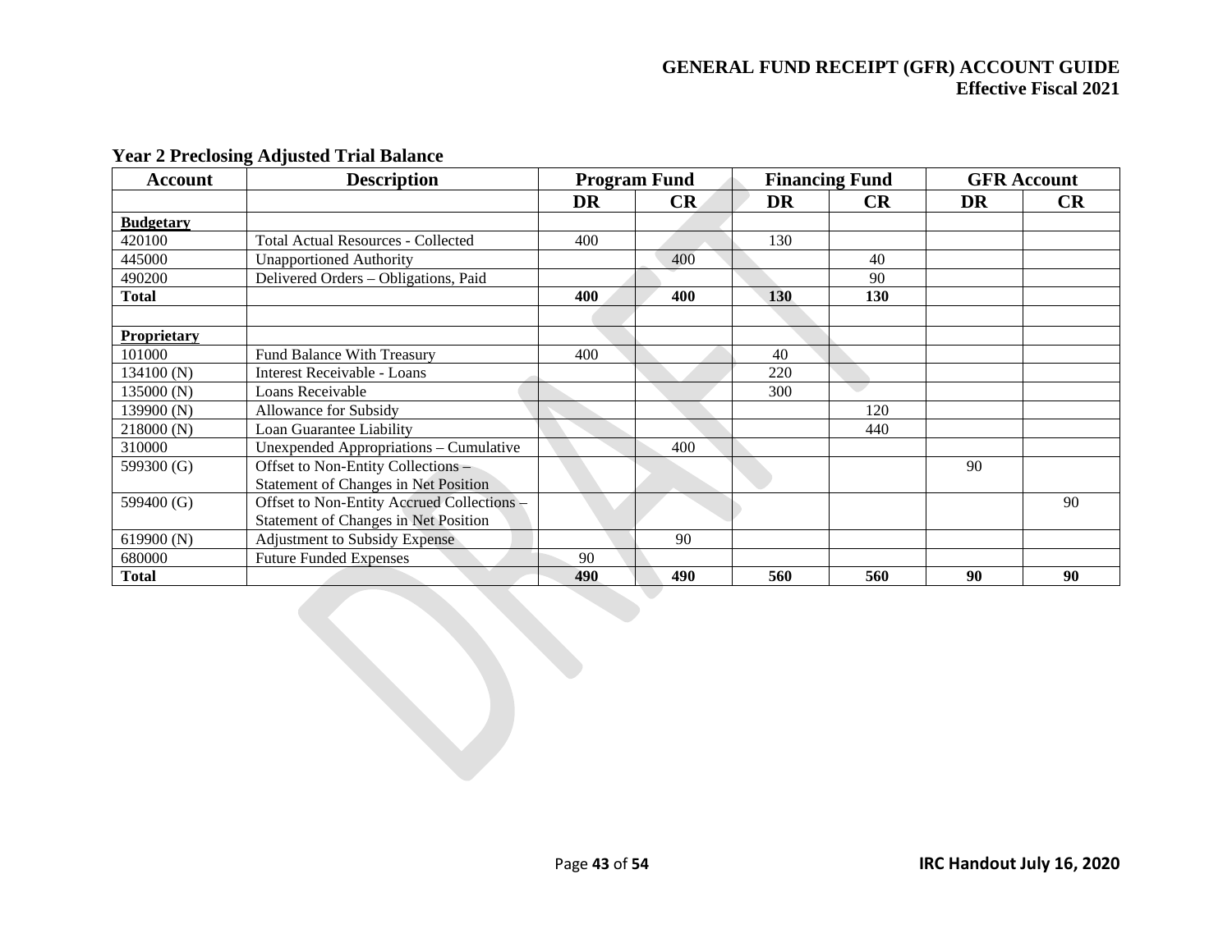## Year 2 Preclosing Adjusted Trial Balance

| Account | Description | Program Fund | | Financing Fund | | GFR Account | |
|---|---|---|---|---|---|---|---|
| | | DR | CR | DR | CR | DR | CR |
| **Budgetary** | | | | | | | |
| 420100 | Total Actual Resources - Collected | 400 | | 130 | | | |
| 445000 | Unapportioned Authority | | 400 | | 40 | | |
| 490200 | Delivered Orders – Obligations, Paid | | | | 90 | | |
| **Total** | | **400** | **400** | **130** | **130** | | |
| | | | | | | | |
| **Proprietary** | | | | | | | |
| 101000 | Fund Balance With Treasury | 400 | | 40 | | | |
| 134100 (N) | Interest Receivable - Loans | | | 220 | | | |
| 135000 (N) | Loans Receivable | | | 300 | | | |
| 139900 (N) | Allowance for Subsidy | | | | 120 | | |
| 218000 (N) | Loan Guarantee Liability | | | | 440 | | |
| 310000 | Unexpended Appropriations – Cumulative | | 400 | | | | |
| 599300 (G) | Offset to Non-Entity Collections – Statement of Changes in Net Position | | | | | 90 | |
| 599400 (G) | Offset to Non-Entity Accrued Collections – Statement of Changes in Net Position | | | | | | 90 |
| 619900 (N) | Adjustment to Subsidy Expense | | 90 | | | | |
| 680000 | Future Funded Expenses | 90 | | | | | |
| **Total** | | **490** | **490** | **560** | **560** | **90** | **90** |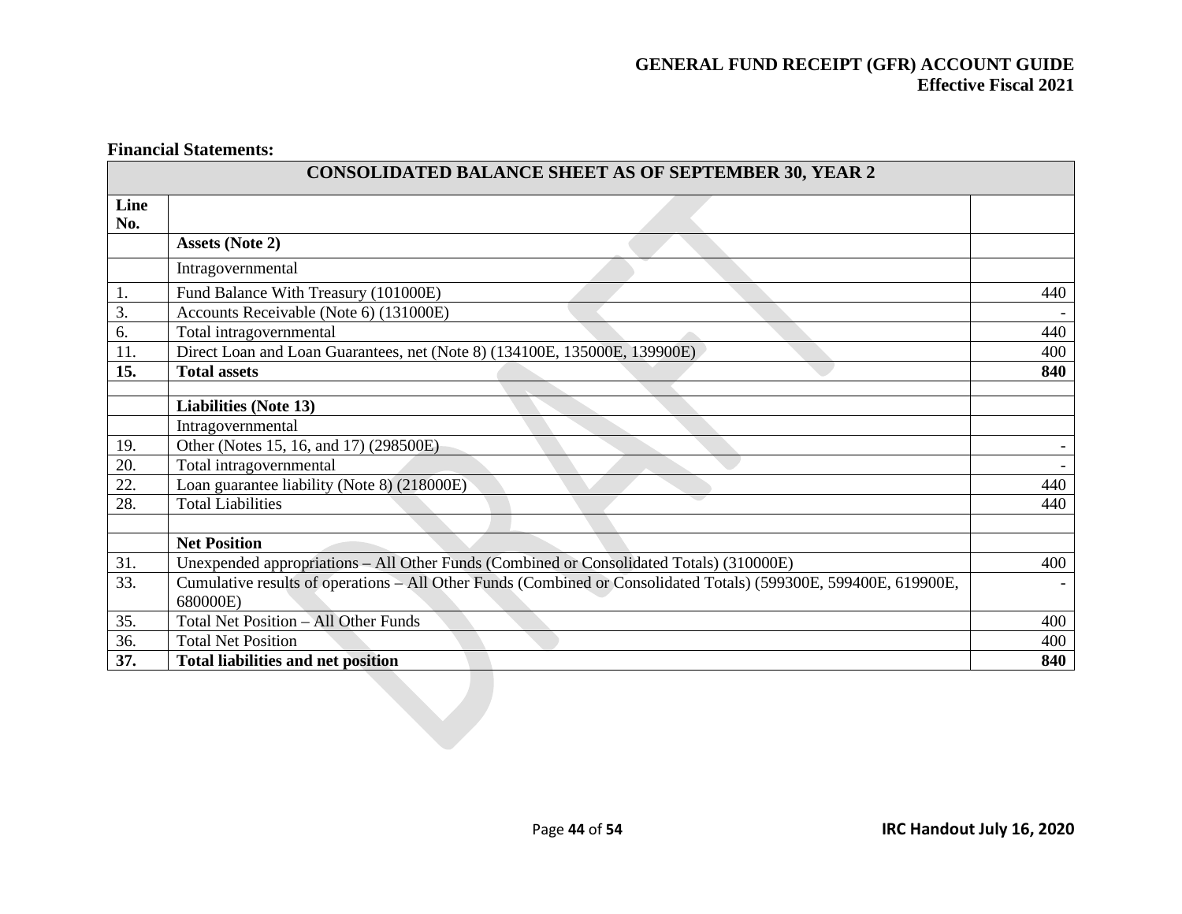**Financial Statements:**

| CONSOLIDATED BALANCE SHEET AS OF SEPTEMBER 30, YEAR 2 | | |
|---|---|---|
| **Line No.** | | |
| | **Assets (Note 2)** | |
| | Intragovernmental | |
| 1. | Fund Balance With Treasury (101000E) | 440 |
| 3. | Accounts Receivable (Note 6) (131000E) | - |
| 6. | Total intragovernmental | 440 |
| 11. | Direct Loan and Loan Guarantees, net (Note 8) (134100E, 135000E, 139900E) | 400 |
| **15.** | **Total assets** | **840** |
| | | |
| | **Liabilities (Note 13)** | |
| | Intragovernmental | |
| 19. | Other (Notes 15, 16, and 17) (298500E) | - |
| 20. | Total intragovernmental | - |
| 22. | Loan guarantee liability (Note 8) (218000E) | 440 |
| 28. | Total Liabilities | 440 |
| | | |
| | **Net Position** | |
| 31. | Unexpended appropriations – All Other Funds (Combined or Consolidated Totals) (310000E) | 400 |
| 33. | Cumulative results of operations – All Other Funds (Combined or Consolidated Totals) (599300E, 599400E, 619900E, 680000E) | - |
| 35. | Total Net Position – All Other Funds | 400 |
| 36. | Total Net Position | 400 |
| **37.** | **Total liabilities and net position** | **840** |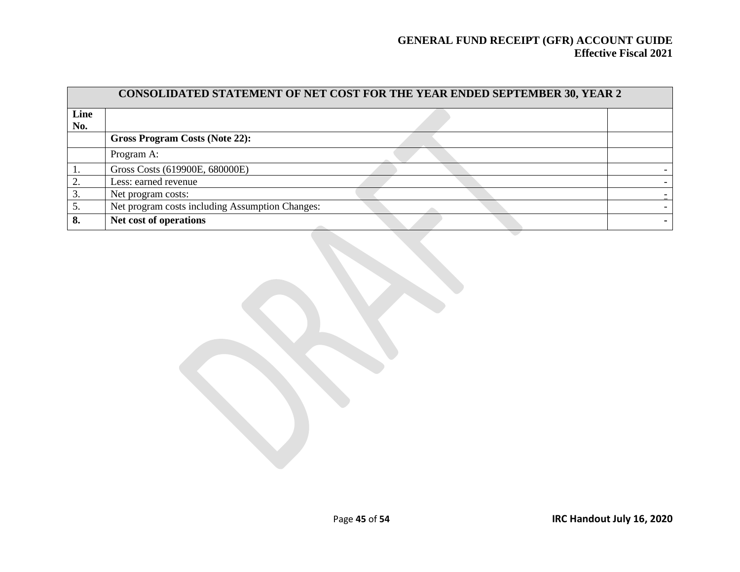| CONSOLIDATED STATEMENT OF NET COST FOR THE YEAR ENDED SEPTEMBER 30, YEAR 2 | | |
|---|---|---|
| **Line No.** | | |
| | **Gross Program Costs (Note 22):** | |
| | Program A: | |
| 1. | Gross Costs (619900E, 680000E) | - |
| 2. | Less: earned revenue | - |
| 3. | Net program costs: | - |
| 5. | Net program costs including Assumption Changes: | - |
| **8.** | **Net cost of operations** | **-** |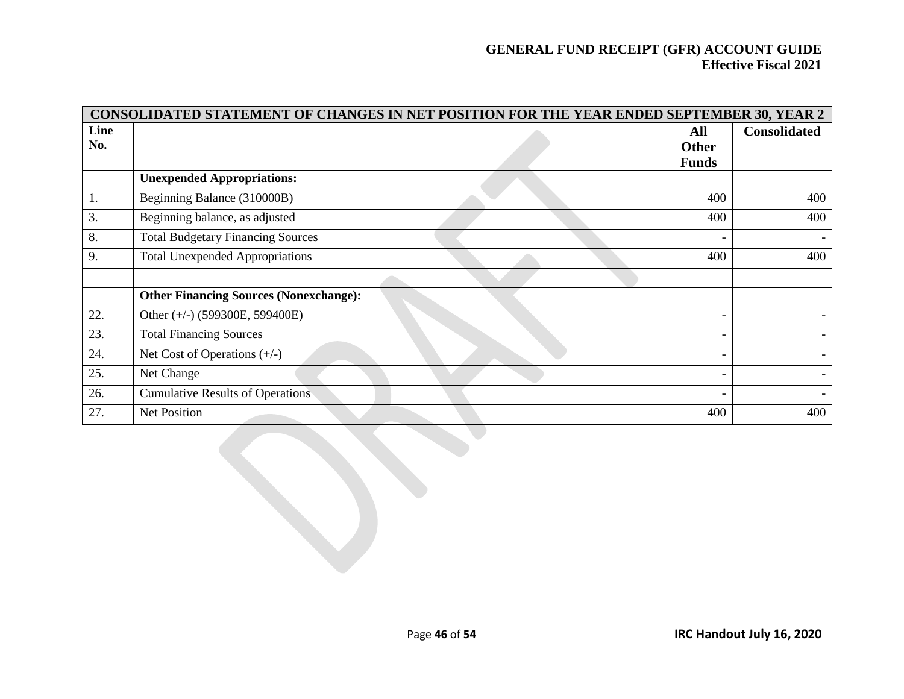| CONSOLIDATED STATEMENT OF CHANGES IN NET POSITION FOR THE YEAR ENDED SEPTEMBER 30, YEAR 2 | | | |
|---|---|---|---|
| **Line No.** | | **All Other Funds** | **Consolidated** |
| | **Unexpended Appropriations:** | | |
| 1. | Beginning Balance (310000B) | 400 | 400 |
| 3. | Beginning balance, as adjusted | 400 | 400 |
| 8. | Total Budgetary Financing Sources | - | - |
| 9. | Total Unexpended Appropriations | 400 | 400 |
| | | | |
| | **Other Financing Sources (Nonexchange):** | | |
| 22. | Other (+/-) (599300E, 599400E) | - | - |
| 23. | Total Financing Sources | - | - |
| 24. | Net Cost of Operations (+/-) | - | - |
| 25. | Net Change | - | - |
| 26. | Cumulative Results of Operations | - | - |
| 27. | Net Position | 400 | 400 |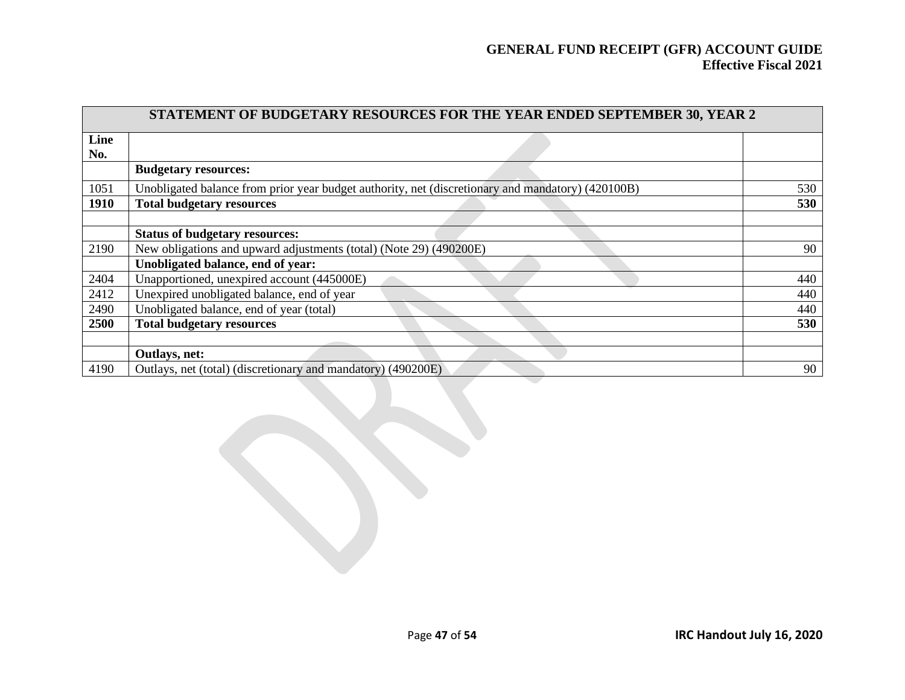| STATEMENT OF BUDGETARY RESOURCES FOR THE YEAR ENDED SEPTEMBER 30, YEAR 2 | | |
|---|---|---|
| **Line No.** | | |
| | **Budgetary resources:** | |
| 1051 | Unobligated balance from prior year budget authority, net (discretionary and mandatory) (420100B) | 530 |
| **1910** | **Total budgetary resources** | **530** |
| | | |
| | **Status of budgetary resources:** | |
| 2190 | New obligations and upward adjustments (total) (Note 29) (490200E) | 90 |
| | **Unobligated balance, end of year:** | |
| 2404 | Unapportioned, unexpired account (445000E) | 440 |
| 2412 | Unexpired unobligated balance, end of year | 440 |
| 2490 | Unobligated balance, end of year (total) | 440 |
| **2500** | **Total budgetary resources** | **530** |
| | | |
| | **Outlays, net:** | |
| 4190 | Outlays, net (total) (discretionary and mandatory) (490200E) | 90 |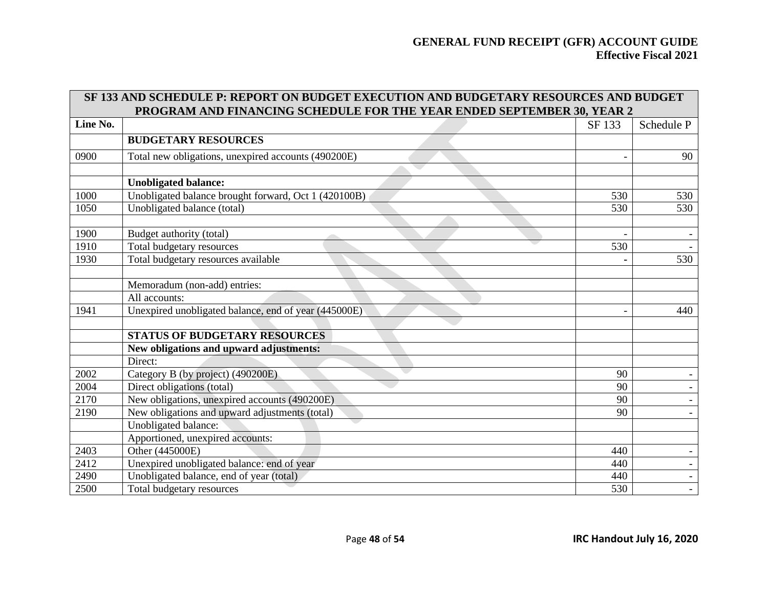| SF 133 AND SCHEDULE P: REPORT ON BUDGET EXECUTION AND BUDGETARY RESOURCES AND BUDGET PROGRAM AND FINANCING SCHEDULE FOR THE YEAR ENDED SEPTEMBER 30, YEAR 2 | | | |
|---|---|---|---|
| Line No. | | SF 133 | Schedule P |
| | **BUDGETARY RESOURCES** | | |
| 0900 | Total new obligations, unexpired accounts (490200E) | - | 90 |
| | | | |
| | **Unobligated balance:** | | |
| 1000 | Unobligated balance brought forward, Oct 1 (420100B) | 530 | 530 |
| 1050 | Unobligated balance (total) | 530 | 530 |
| | | | |
| 1900 | Budget authority (total) | - | - |
| 1910 | Total budgetary resources | 530 | - |
| 1930 | Total budgetary resources available | - | 530 |
| | | | |
| | Memoradum (non-add) entries: | | |
| | All accounts: | | |
| 1941 | Unexpired unobligated balance, end of year (445000E) | - | 440 |
| | | | |
| | **STATUS OF BUDGETARY RESOURCES** | | |
| | **New obligations and upward adjustments:** | | |
| | Direct: | | |
| 2002 | Category B (by project) (490200E) | 90 | - |
| 2004 | Direct obligations (total) | 90 | - |
| 2170 | New obligations, unexpired accounts (490200E) | 90 | - |
| 2190 | New obligations and upward adjustments (total) | 90 | - |
| | Unobligated balance: | | |
| | Apportioned, unexpired accounts: | | |
| 2403 | Other (445000E) | 440 | - |
| 2412 | Unexpired unobligated balance: end of year | 440 | - |
| 2490 | Unobligated balance, end of year (total) | 440 | - |
| 2500 | Total budgetary resources | 530 | - |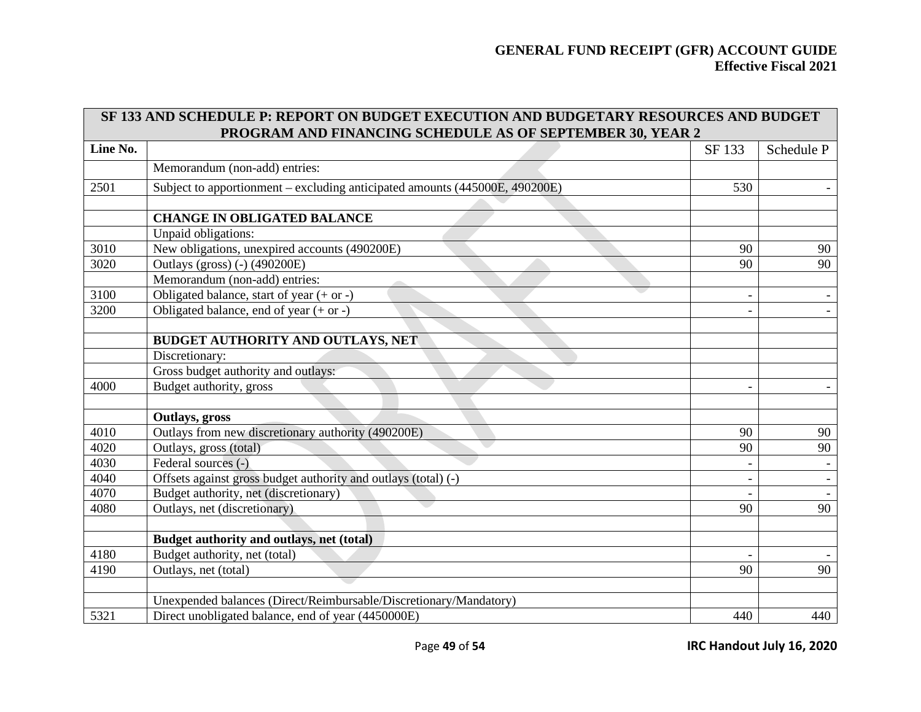| SF 133 AND SCHEDULE P: REPORT ON BUDGET EXECUTION AND BUDGETARY RESOURCES AND BUDGET PROGRAM AND FINANCING SCHEDULE AS OF SEPTEMBER 30, YEAR 2 | | | |
|---|---|---|---|
| Line No. | | SF 133 | Schedule P |
| | Memorandum (non-add) entries: | | |
| 2501 | Subject to apportionment – excluding anticipated amounts (445000E, 490200E) | 530 | - |
| | | | |
| | **CHANGE IN OBLIGATED BALANCE** | | |
| | Unpaid obligations: | | |
| 3010 | New obligations, unexpired accounts (490200E) | 90 | 90 |
| 3020 | Outlays (gross) (-) (490200E) | 90 | 90 |
| | Memorandum (non-add) entries: | | |
| 3100 | Obligated balance, start of year (+ or -) | - | - |
| 3200 | Obligated balance, end of year (+ or -) | - | - |
| | | | |
| | **BUDGET AUTHORITY AND OUTLAYS, NET** | | |
| | Discretionary: | | |
| | Gross budget authority and outlays: | | |
| 4000 | Budget authority, gross | - | - |
| | | | |
| | **Outlays, gross** | | |
| 4010 | Outlays from new discretionary authority (490200E) | 90 | 90 |
| 4020 | Outlays, gross (total) | 90 | 90 |
| 4030 | Federal sources (-) | - | - |
| 4040 | Offsets against gross budget authority and outlays (total) (-) | - | - |
| 4070 | Budget authority, net (discretionary) | - | - |
| 4080 | Outlays, net (discretionary) | 90 | 90 |
| | | | |
| | **Budget authority and outlays, net (total)** | | |
| 4180 | Budget authority, net (total) | - | - |
| 4190 | Outlays, net (total) | 90 | 90 |
| | | | |
| | Unexpended balances (Direct/Reimbursable/Discretionary/Mandatory) | | |
| 5321 | Direct unobligated balance, end of year (4450000E) | 440 | 440 |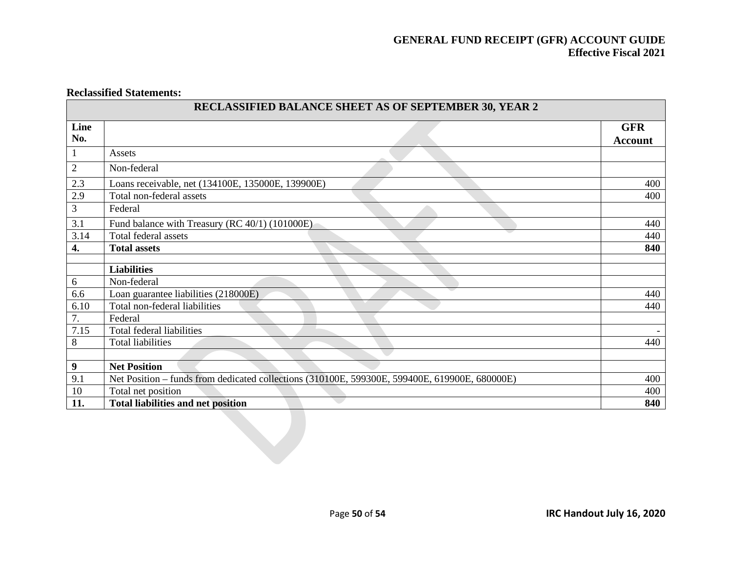**Reclassified Statements:**

| RECLASSIFIED BALANCE SHEET AS OF SEPTEMBER 30, YEAR 2 | | |
|---|---|---|
| **Line No.** | | **GFR Account** |
| 1 | Assets | |
| 2 | Non-federal | |
| 2.3 | Loans receivable, net (134100E, 135000E, 139900E) | 400 |
| 2.9 | Total non-federal assets | 400 |
| 3 | Federal | |
| 3.1 | Fund balance with Treasury (RC 40/1) (101000E) | 440 |
| 3.14 | Total federal assets | 440 |
| **4.** | **Total assets** | **840** |
| | | |
| | **Liabilities** | |
| 6 | Non-federal | |
| 6.6 | Loan guarantee liabilities (218000E) | 440 |
| 6.10 | Total non-federal liabilities | 440 |
| 7. | Federal | |
| 7.15 | Total federal liabilities | - |
| 8 | Total liabilities | 440 |
| | | |
| **9** | **Net Position** | |
| 9.1 | Net Position – funds from dedicated collections (310100E, 599300E, 599400E, 619900E, 680000E) | 400 |
| 10 | Total net position | 400 |
| **11.** | **Total liabilities and net position** | **840** |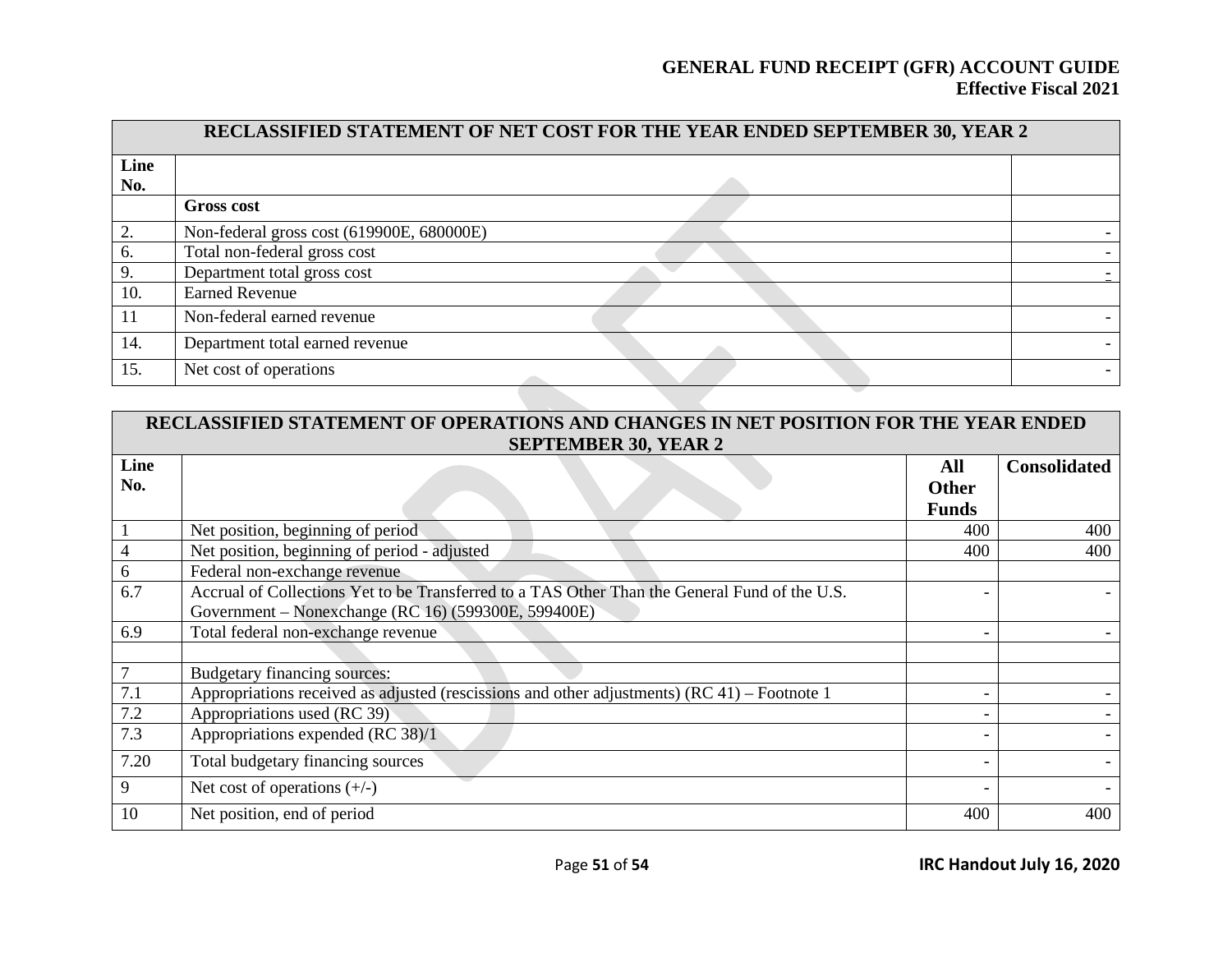| RECLASSIFIED STATEMENT OF NET COST FOR THE YEAR ENDED SEPTEMBER 30, YEAR 2 | | |
|---|---|---|
| Line No. | | |
| | **Gross cost** | |
| 2. | Non-federal gross cost (619900E, 680000E) | - |
| 6. | Total non-federal gross cost | - |
| 9. | Department total gross cost | - |
| 10. | Earned Revenue | |
| 11 | Non-federal earned revenue | - |
| 14. | Department total earned revenue | - |
| 15. | Net cost of operations | - |

| RECLASSIFIED STATEMENT OF OPERATIONS AND CHANGES IN NET POSITION FOR THE YEAR ENDED SEPTEMBER 30, YEAR 2 | | | |
|---|---|---|---|
| Line No. | | All Other Funds | Consolidated |
| 1 | Net position, beginning of period | 400 | 400 |
| 4 | Net position, beginning of period - adjusted | 400 | 400 |
| 6 | Federal non-exchange revenue | | |
| 6.7 | Accrual of Collections Yet to be Transferred to a TAS Other Than the General Fund of the U.S. Government – Nonexchange (RC 16) (599300E, 599400E) | - | - |
| 6.9 | Total federal non-exchange revenue | - | - |
| | | | |
| 7 | Budgetary financing sources: | | |
| 7.1 | Appropriations received as adjusted (rescissions and other adjustments) (RC 41) – Footnote 1 | - | - |
| 7.2 | Appropriations used (RC 39) | - | - |
| 7.3 | Appropriations expended (RC 38)/1 | - | - |
| 7.20 | Total budgetary financing sources | - | - |
| 9 | Net cost of operations (+/-) | - | - |
| 10 | Net position, end of period | 400 | 400 |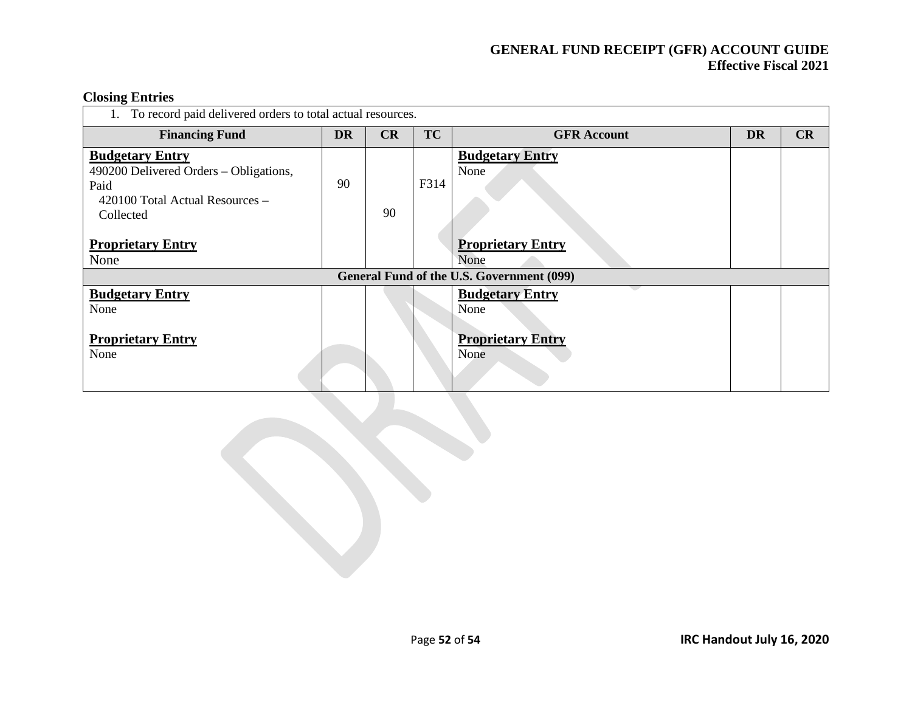## Closing Entries

| 1. To record paid delivered orders to total actual resources. | | | | | | |
|---|---|---|---|---|---|---|
| **Financing Fund** | **DR** | **CR** | **TC** | **GFR Account** | **DR** | **CR** |
| **Budgetary Entry**<br>490200 Delivered Orders – Obligations, Paid<br>420100 Total Actual Resources – Collected<br><br>**Proprietary Entry**<br>None | 90 | 90 | F314 | **Budgetary Entry**<br>None<br><br>**Proprietary Entry**<br>None | | |
| **General Fund of the U.S. Government (099)** | | | | | | |
| **Budgetary Entry**<br>None<br><br>**Proprietary Entry**<br>None | | | | **Budgetary Entry**<br>None<br><br>**Proprietary Entry**<br>None | | |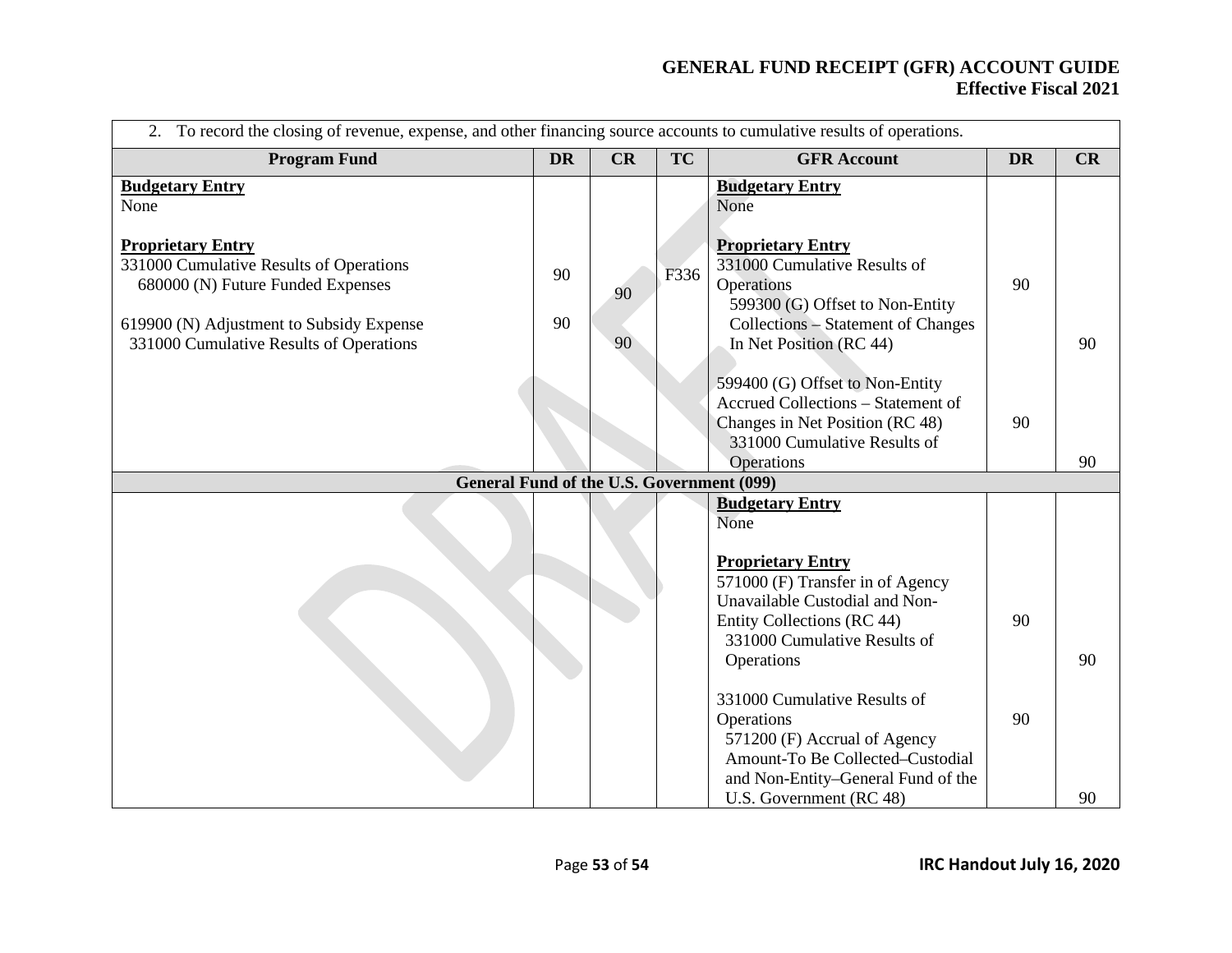| 2. To record the closing of revenue, expense, and other financing source accounts to cumulative results of operations. | | | | | | |
|---|---|---|---|---|---|---|
| **Program Fund** | **DR** | **CR** | **TC** | **GFR Account** | **DR** | **CR** |
| **Budgetary Entry**<br>None | | | | **Budgetary Entry**<br>None | | |
| **Proprietary Entry**<br>331000 Cumulative Results of Operations<br>680000 (N) Future Funded Expenses | 90 | 90 | F336 | **Proprietary Entry**<br>331000 Cumulative Results of Operations<br>599300 (G) Offset to Non-Entity Collections – Statement of Changes In Net Position (RC 44) | 90 | 90 |
| 619900 (N) Adjustment to Subsidy Expense<br>331000 Cumulative Results of Operations | 90 | 90 | | 599400 (G) Offset to Non-Entity Accrued Collections – Statement of Changes in Net Position (RC 48)<br>331000 Cumulative Results of Operations | 90 | 90 |
| **General Fund of the U.S. Government (099)** | | | | | | |
| | | | | **Budgetary Entry**<br>None | | |
| | | | | **Proprietary Entry**<br>571000 (F) Transfer in of Agency Unavailable Custodial and Non-Entity Collections (RC 44)<br>331000 Cumulative Results of Operations | 90 | 90 |
| | | | | 331000 Cumulative Results of Operations<br>571200 (F) Accrual of Agency Amount-To Be Collected–Custodial and Non-Entity–General Fund of the U.S. Government (RC 48) | 90 | 90 |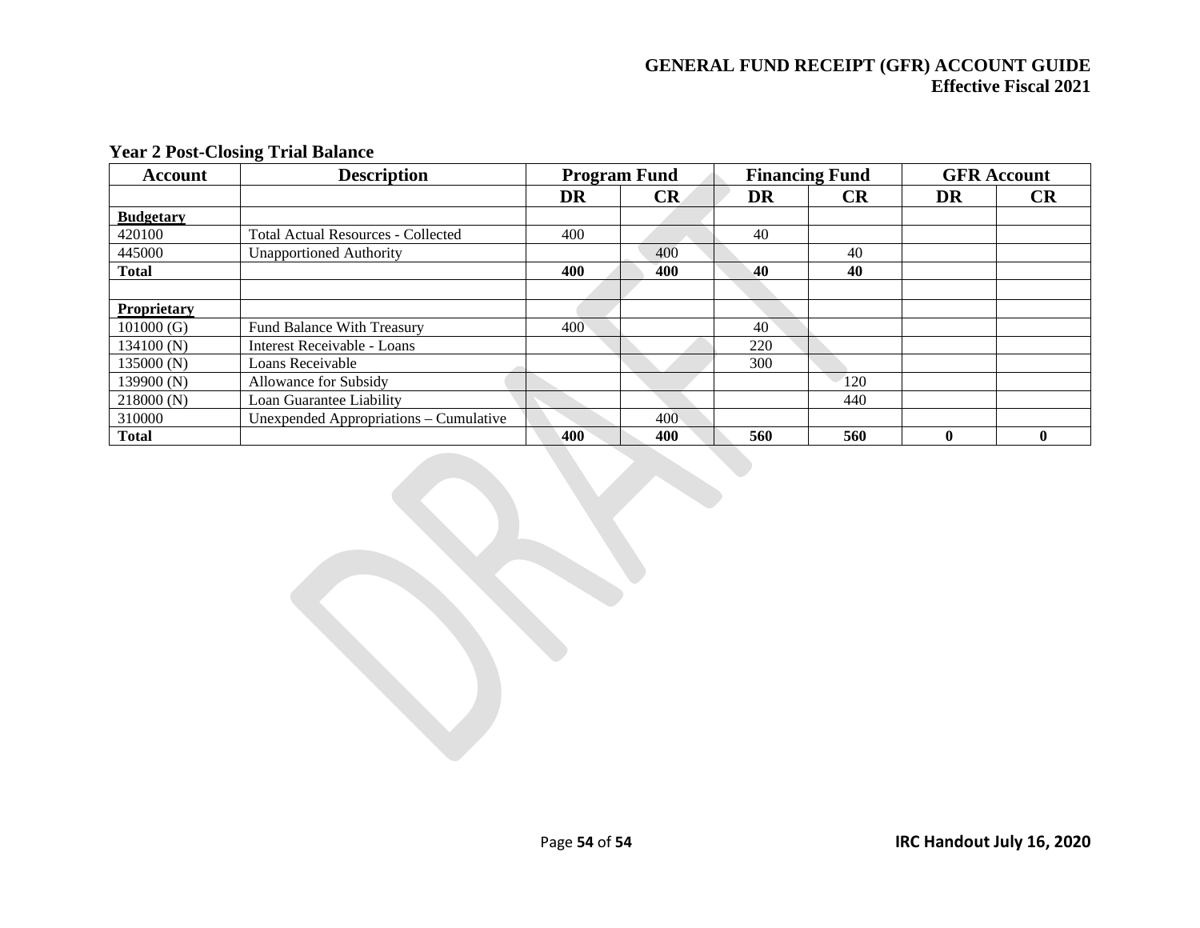### Year 2 Post-Closing Trial Balance

| Account | Description | Program Fund | | Financing Fund | | GFR Account | |
|---|---|---|---|---|---|---|---|
| | | DR | CR | DR | CR | DR | CR |
| **Budgetary** | | | | | | | |
| 420100 | Total Actual Resources - Collected | 400 | | 40 | | | |
| 445000 | Unapportioned Authority | | 400 | | 40 | | |
| **Total** | | **400** | **400** | **40** | **40** | | |
| | | | | | | | |
| **Proprietary** | | | | | | | |
| 101000 (G) | Fund Balance With Treasury | 400 | | 40 | | | |
| 134100 (N) | Interest Receivable - Loans | | | 220 | | | |
| 135000 (N) | Loans Receivable | | | 300 | | | |
| 139900 (N) | Allowance for Subsidy | | | | 120 | | |
| 218000 (N) | Loan Guarantee Liability | | | | 440 | | |
| 310000 | Unexpended Appropriations – Cumulative | | 400 | | | | |
| **Total** | | **400** | **400** | **560** | **560** | **0** | **0** |